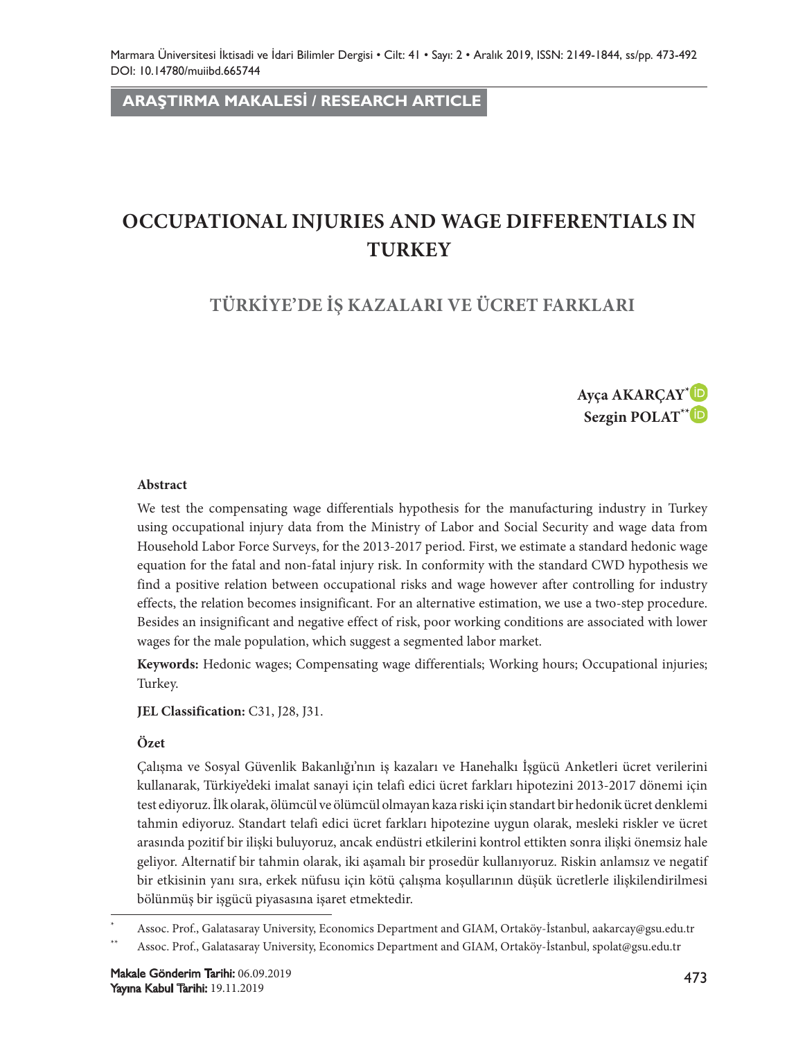**ARAŞTIRMA MAKALESİ / RESEARCH ARTICLE**

# OCCUPATIONAL INJURIES AND WAGE DIFFERENTIALS IN TURKEY

## TÜRKİYE'DE İŞ KAZALARI VE ÜCRET FARKLARI

**Ayça AKARÇAY**[*]
**Sezgin POLAT**[**]

**Abstract**

We test the compensating wage differentials hypothesis for the manufacturing industry in Turkey using occupational injury data from the Ministry of Labor and Social Security and wage data from Household Labor Force Surveys, for the 2013-2017 period. First, we estimate a standard hedonic wage equation for the fatal and non-fatal injury risk. In conformity with the standard CWD hypothesis we find a positive relation between occupational risks and wage however after controlling for industry effects, the relation becomes insignificant. For an alternative estimation, we use a two-step procedure. Besides an insignificant and negative effect of risk, poor working conditions are associated with lower wages for the male population, which suggest a segmented labor market.

**Keywords:** Hedonic wages; Compensating wage differentials; Working hours; Occupational injuries; Turkey.

**JEL Classification:** C31, J28, J31.

**Özet**

Çalışma ve Sosyal Güvenlik Bakanlığı'nın iş kazaları ve Hanehalkı İşgücü Anketleri ücret verilerini kullanarak, Türkiye'deki imalat sanayi için telafi edici ücret farkları hipotezini 2013-2017 dönemi için test ediyoruz. İlk olarak, ölümcül ve ölümcül olmayan kaza riski için standart bir hedonik ücret denklemi tahmin ediyoruz. Standart telafi edici ücret farkları hipotezine uygun olarak, mesleki riskler ve ücret arasında pozitif bir ilişki buluyoruz, ancak endüstri etkilerini kontrol ettikten sonra ilişki önemsiz hale geliyor. Alternatif bir tahmin olarak, iki aşamalı bir prosedür kullanıyoruz. Riskin anlamsız ve negatif bir etkisinin yanı sıra, erkek nüfusu için kötü çalışma koşullarının düşük ücretlerle ilişkilendirilmesi bölünmüş bir işgücü piyasasına işaret etmektedir.

---

[*] Assoc. Prof., Galatasaray University, Economics Department and GIAM, Ortaköy-İstanbul, aakarcay@gsu.edu.tr

[**] Assoc. Prof., Galatasaray University, Economics Department and GIAM, Ortaköy-İstanbul, spolat@gsu.edu.tr

**Makale Gönderim Tarihi:** 06.09.2019
**Yayına Kabul Tarihi:** 19.11.2019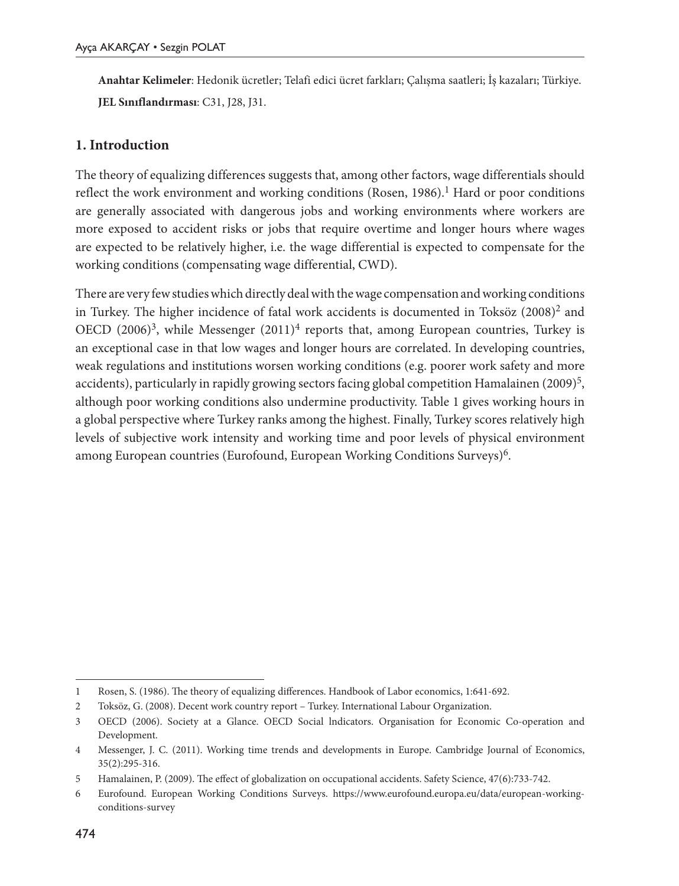**Anahtar Kelimeler**: Hedonik ücretler; Telafi edici ücret farkları; Çalışma saatleri; İş kazaları; Türkiye.

**JEL Sınıflandırması**: C31, J28, J31.

## 1. Introduction

The theory of equalizing differences suggests that, among other factors, wage differentials should reflect the work environment and working conditions (Rosen, 1986).[1] Hard or poor conditions are generally associated with dangerous jobs and working environments where workers are more exposed to accident risks or jobs that require overtime and longer hours where wages are expected to be relatively higher, i.e. the wage differential is expected to compensate for the working conditions (compensating wage differential, CWD).

There are very few studies which directly deal with the wage compensation and working conditions in Turkey. The higher incidence of fatal work accidents is documented in Toksöz (2008)[2] and OECD (2006)[3], while Messenger (2011)[4] reports that, among European countries, Turkey is an exceptional case in that low wages and longer hours are correlated. In developing countries, weak regulations and institutions worsen working conditions (e.g. poorer work safety and more accidents), particularly in rapidly growing sectors facing global competition Hamalainen (2009)[5], although poor working conditions also undermine productivity. Table 1 gives working hours in a global perspective where Turkey ranks among the highest. Finally, Turkey scores relatively high levels of subjective work intensity and working time and poor levels of physical environment among European countries (Eurofound, European Working Conditions Surveys)[6].

---

1 Rosen, S. (1986). The theory of equalizing differences. Handbook of Labor economics, 1:641-692.

2 Toksöz, G. (2008). Decent work country report – Turkey. International Labour Organization.

3 OECD (2006). Society at a Glance. OECD Social lndicators. Organisation for Economic Co-operation and Development.

4 Messenger, J. C. (2011). Working time trends and developments in Europe. Cambridge Journal of Economics, 35(2):295-316.

5 Hamalainen, P. (2009). The effect of globalization on occupational accidents. Safety Science, 47(6):733-742.

6 Eurofound. European Working Conditions Surveys. https://www.eurofound.europa.eu/data/european-working-conditions-survey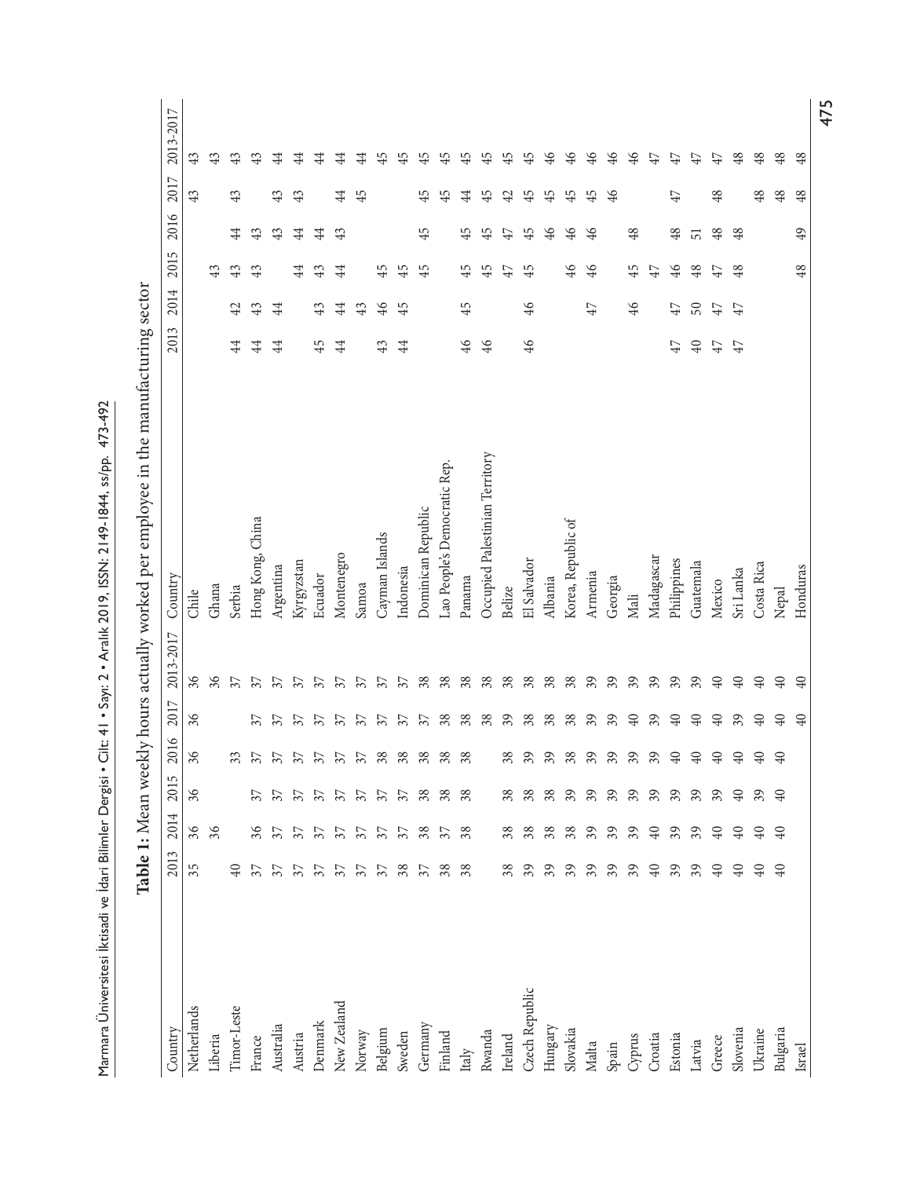**Table 1:** Mean weekly hours actually worked per employee in the manufacturing sector

| Country | 2013 | 2014 | 2015 | 2016 | 2017 | 2013-2017 | Country | 2013 | 2014 | 2015 | 2016 | 2017 | 2013-2017 |
|---|---|---|---|---|---|---|---|---|---|---|---|---|---|
| Netherlands | 35 | 36 | 36 | 36 | 36 | 36 | Chile | | | | | 43 | 43 |
| Liberia | | 36 | | | | 36 | Ghana | | | 43 | | | 43 |
| Timor-Leste | 40 | | | 33 | | 37 | Serbia | 44 | 42 | 43 | 44 | 43 | 43 |
| France | 37 | 36 | 37 | 37 | 37 | 37 | Hong Kong, China | 44 | 43 | 43 | 43 | | 43 |
| Australia | 37 | 37 | 37 | 37 | 37 | 37 | Argentina | 44 | 44 | | 43 | 43 | 44 |
| Austria | 37 | 37 | 37 | 37 | 37 | 37 | Kyrgyzstan | | | 44 | 44 | 43 | 44 |
| Denmark | 37 | 37 | 37 | 37 | 37 | 37 | Ecuador | 45 | 43 | 43 | 44 | | 44 |
| New Zealand | 37 | 37 | 37 | 37 | 37 | 37 | Montenegro | 44 | 44 | 44 | 43 | 44 | 44 |
| Norway | 37 | 37 | 37 | 37 | 37 | 37 | Samoa | | 43 | | | 45 | 44 |
| Belgium | 37 | 37 | 37 | 38 | 37 | 37 | Cayman Islands | 43 | 46 | 45 | | | 45 |
| Sweden | 38 | 37 | 37 | 38 | 37 | 37 | Indonesia | 44 | 45 | 45 | | | 45 |
| Germany | 37 | 38 | 38 | 38 | 37 | 38 | Dominican Republic | | | 45 | 45 | 45 | 45 |
| Finland | 38 | 37 | 38 | 38 | 38 | 38 | Lao People's Democratic Rep. | | | | | 45 | 45 |
| Italy | 38 | 38 | 38 | 38 | 38 | 38 | Panama | 46 | 45 | 45 | 45 | 44 | 45 |
| Rwanda | | | | | 38 | 38 | Occupied Palestinian Territory | 46 | | 45 | 45 | 45 | 45 |
| Ireland | 38 | 38 | 38 | 38 | 39 | 38 | Belize | | | 47 | 47 | 42 | 45 |
| Czech Republic | 39 | 38 | 38 | 39 | 38 | 38 | El Salvador | 46 | 46 | 45 | 45 | 45 | 45 |
| Hungary | 39 | 38 | 38 | 39 | 38 | 38 | Albania | | | | 46 | 45 | 46 |
| Slovakia | 39 | 38 | 39 | 38 | 38 | 38 | Korea, Republic of | | | 46 | 46 | 45 | 46 |
| Malta | 39 | 39 | 39 | 39 | 39 | 39 | Armenia | | 47 | 46 | 46 | 45 | 46 |
| Spain | 39 | 39 | 39 | 39 | 39 | 39 | Georgia | | | | | 46 | 46 |
| Cyprus | 39 | 39 | 39 | 39 | 40 | 39 | Mali | | 46 | 45 | 48 | | 46 |
| Croatia | 40 | 40 | 39 | 39 | 39 | 39 | Madagascar | | | 47 | | | 47 |
| Estonia | 39 | 39 | 39 | 40 | 40 | 39 | Philippines | 47 | 47 | 46 | 48 | 47 | 47 |
| Latvia | 39 | 39 | 39 | 40 | 40 | 39 | Guatemala | 40 | 50 | 48 | 51 | | 47 |
| Greece | 40 | 40 | 39 | 40 | 40 | 40 | Mexico | 47 | 47 | 47 | 48 | 48 | 47 |
| Slovenia | 40 | 40 | 40 | 40 | 39 | 40 | Sri Lanka | 47 | 47 | 48 | 48 | | 48 |
| Ukraine | 40 | 40 | 39 | 40 | 40 | 40 | Costa Rica | | | | | 48 | 48 |
| Bulgaria | 40 | 40 | 40 | 40 | 40 | 40 | Nepal | | | | | 48 | 48 |
| Israel | | | | | 40 | 40 | Honduras | | | 48 | 49 | 48 | 48 |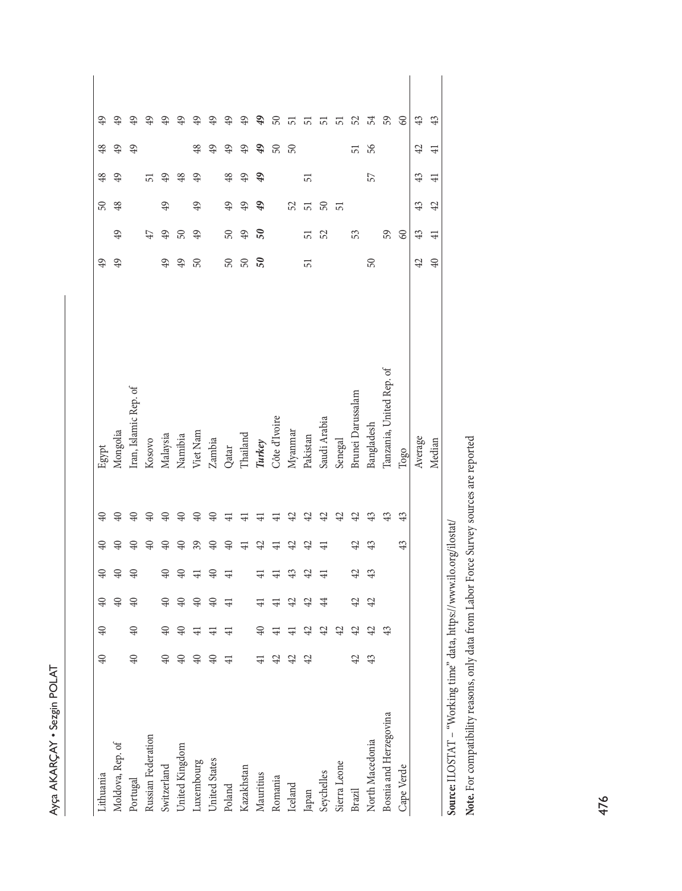| Country | | | | | | | Country | | | | | | |
|---|---|---|---|---|---|---|---|---|---|---|---|---|---|
| Lithuania | 40 | 40 | 40 | 40 | 40 | 40 | Egypt | 49 | | 50 | 48 | 48 | 49 |
| Moldova, Rep. of | | | 40 | 40 | 40 | 40 | Mongolia | 49 | 49 | 48 | 49 | 49 | 49 |
| Portugal | 40 | 40 | 40 | 40 | 40 | 40 | Iran, Islamic Rep. of | | | | | 49 | 49 |
| Russian Federation | | | | | 40 | 40 | Kosovo | | 47 | | 51 | | 49 |
| Switzerland | 40 | 40 | 40 | 40 | 40 | 40 | Malaysia | 49 | 49 | 49 | 49 | | 49 |
| United Kingdom | 40 | 40 | 40 | 40 | 40 | 40 | Namibia | 49 | 50 | | 48 | | 49 |
| Luxembourg | 40 | 41 | 40 | 41 | 39 | 40 | Viet Nam | 50 | 49 | 49 | 49 | 48 | 49 |
| United States | 40 | 41 | 40 | 40 | 40 | 40 | Zambia | | | | | 49 | 49 |
| Poland | 41 | 41 | 41 | 41 | 40 | 41 | Qatar | 50 | 50 | 49 | 48 | 49 | 49 |
| Kazakhstan | | | | | 41 | 41 | Thailand | 50 | 49 | 49 | 49 | 49 | 49 |
| Mauritius | 41 | 40 | 41 | 41 | 42 | 41 | ***Turkey*** | ***50*** | ***50*** | ***49*** | ***49*** | ***49*** | ***49*** |
| Romania | 42 | 41 | 41 | 41 | 41 | 41 | Côte d'Ivoire | | | | | 50 | 50 |
| Iceland | 42 | 41 | 42 | 43 | 42 | 42 | Myanmar | | | 52 | | 50 | 51 |
| Japan | 42 | 42 | 42 | 42 | 42 | 42 | Pakistan | 51 | 51 | 51 | 51 | | 51 |
| Seychelles | | 42 | 44 | 41 | 41 | 42 | Saudi Arabia | | 52 | 50 | | | 51 |
| Sierra Leone | | 42 | | | | 42 | Senegal | | | 51 | | | 51 |
| Brazil | 42 | 42 | 42 | 42 | 42 | 42 | Brunei Darussalam | | 53 | | | 51 | 52 |
| North Macedonia | 43 | 42 | 42 | 43 | 43 | 43 | Bangladesh | 50 | | | 57 | 56 | 54 |
| Bosnia and Herzegovina | | 43 | | | | 43 | Tanzania, United Rep. of | | 59 | | | | 59 |
| Cape Verde | | | | | 43 | 43 | Togo | | 60 | | | | 60 |
| | | | | | | | Average | 42 | 43 | 43 | 43 | 42 | 43 |
| | | | | | | | Median | 40 | 41 | 42 | 41 | 41 | 43 |

**Source:** ILOSTAT – "Working time" data, https://www.ilo.org/ilostat/

**Note.** For compatibility reasons, only data from Labor Force Survey sources are reported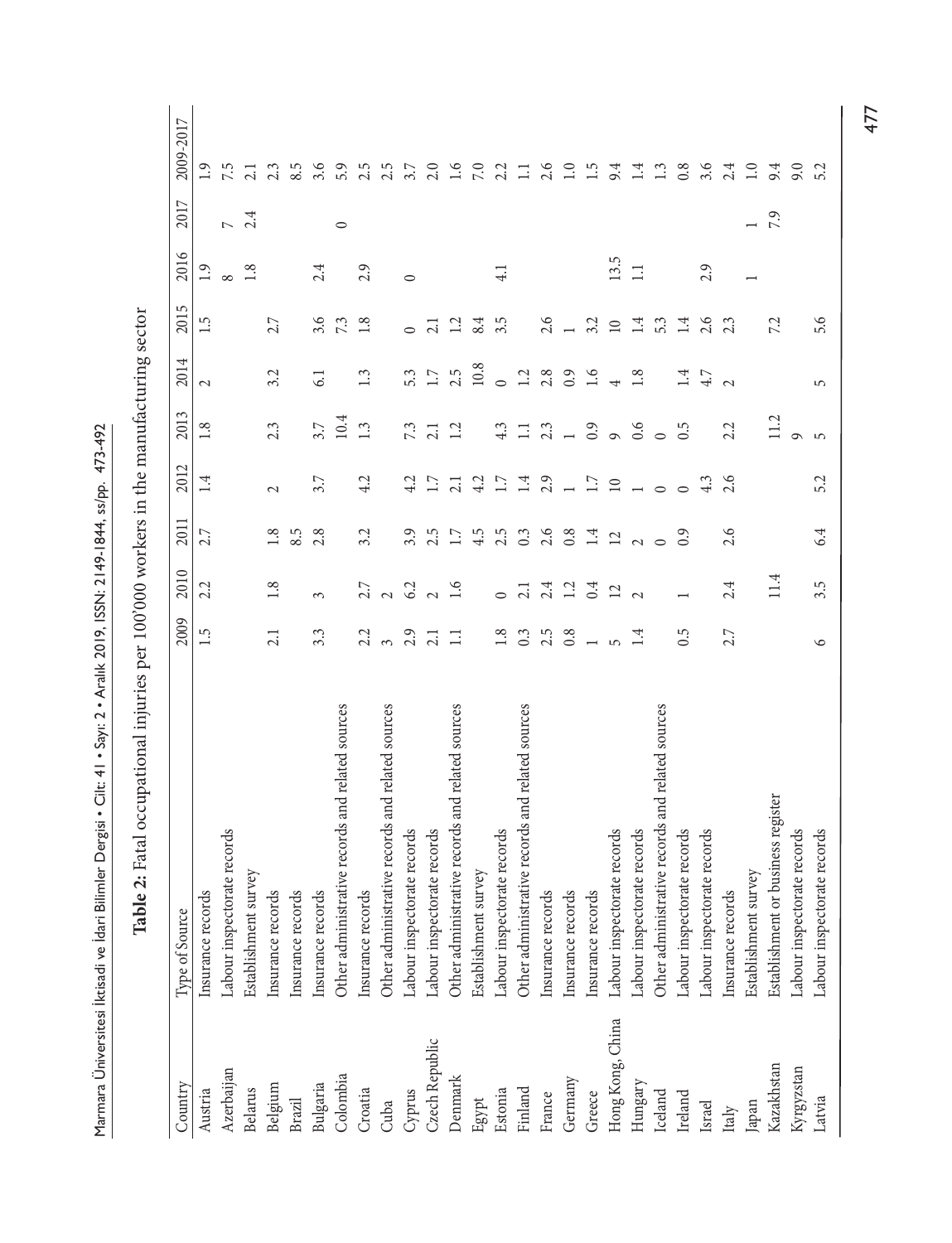**Table 2:** Fatal occupational injuries per 100'000 workers in the manufacturing sector

| Country | Type of Source | 2009 | 2010 | 2011 | 2012 | 2013 | 2014 | 2015 | 2016 | 2017 | 2009-2017 |
|---|---|---|---|---|---|---|---|---|---|---|---|
| Austria | Insurance records | 1.5 | 2.2 | 2.7 | 1.4 | 1.8 | 2 | 1.5 | 1.9 | | 1.9 |
| Azerbaijan | Labour inspectorate records | | | | | | | | 8 | 7 | 7.5 |
| Belarus | Establishment survey | | | | | | | | 1.8 | 2.4 | 2.1 |
| Belgium | Insurance records | 2.1 | 1.8 | 1.8 | 2 | 2.3 | 3.2 | 2.7 | | | 2.3 |
| Brazil | Insurance records | | | 8.5 | | | | | | | 8.5 |
| Bulgaria | Insurance records | 3.3 | 3 | 2.8 | 3.7 | 3.7 | 6.1 | 3.6 | 2.4 | | 3.6 |
| Colombia | Other administrative records and related sources | | | | | 10.4 | | 7.3 | | 0 | 5.9 |
| Croatia | Insurance records | 2.2 | 2.7 | 3.2 | 4.2 | 1.3 | 1.3 | 1.8 | 2.9 | | 2.5 |
| Cuba | Other administrative records and related sources | 3 | 2 | | | | | | | | 2.5 |
| Cyprus | Labour inspectorate records | 2.9 | 6.2 | 3.9 | 4.2 | 7.3 | 5.3 | 0 | 0 | | 3.7 |
| Czech Republic | Labour inspectorate records | 2.1 | 2 | 2.5 | 1.7 | 2.1 | 1.7 | 2.1 | | | 2.0 |
| Denmark | Other administrative records and related sources | 1.1 | 1.6 | 1.7 | 2.1 | 1.2 | 2.5 | 1.2 | | | 1.6 |
| Egypt | Establishment survey | | | 4.5 | 4.2 | | 10.8 | 8.4 | | | 7.0 |
| Estonia | Labour inspectorate records | 1.8 | 0 | 2.5 | 1.7 | 4.3 | 0 | 3.5 | 4.1 | | 2.2 |
| Finland | Other administrative records and related sources | 0.3 | 2.1 | 0.3 | 1.4 | 1.1 | 1.2 | | | | 1.1 |
| France | Insurance records | 2.5 | 2.4 | 2.6 | 2.9 | 2.3 | 2.8 | 2.6 | | | 2.6 |
| Germany | Insurance records | 0.8 | 1.2 | 0.8 | 1 | 1 | 0.9 | 1 | | | 1.0 |
| Greece | Insurance records | 1 | 0.4 | 1.4 | 1.7 | 0.9 | 1.6 | 3.2 | | | 1.5 |
| Hong Kong, China | Labour inspectorate records | 5 | 12 | 12 | 10 | 9 | 4 | 10 | 13.5 | | 9.4 |
| Hungary | Labour inspectorate records | 1.4 | 2 | 2 | 1 | 0.6 | 1.8 | 1.4 | 1.1 | | 1.4 |
| Iceland | Other administrative records and related sources | | | 0 | 0 | 0 | | 5.3 | | | 1.3 |
| Ireland | Labour inspectorate records | 0.5 | 1 | 0.9 | 0 | 0.5 | 1.4 | 1.4 | | | 0.8 |
| Israel | Labour inspectorate records | | | | 4.3 | | 4.7 | 2.6 | 2.9 | | 3.6 |
| Italy | Insurance records | 2.7 | 2.4 | 2.6 | 2.6 | 2.2 | 2 | 2.3 | | | 2.4 |
| Japan | Establishment survey | | | | | | | | 1 | 1 | 1.0 |
| Kazakhstan | Establishment or business register | | 11.4 | | | 11.2 | | 7.2 | | 7.9 | 9.4 |
| Kyrgyzstan | Labour inspectorate records | | | | | 9 | | | | | 9.0 |
| Latvia | Labour inspectorate records | 6 | 3.5 | 6.4 | 5.2 | 5 | 5 | 5.6 | | | 5.2 |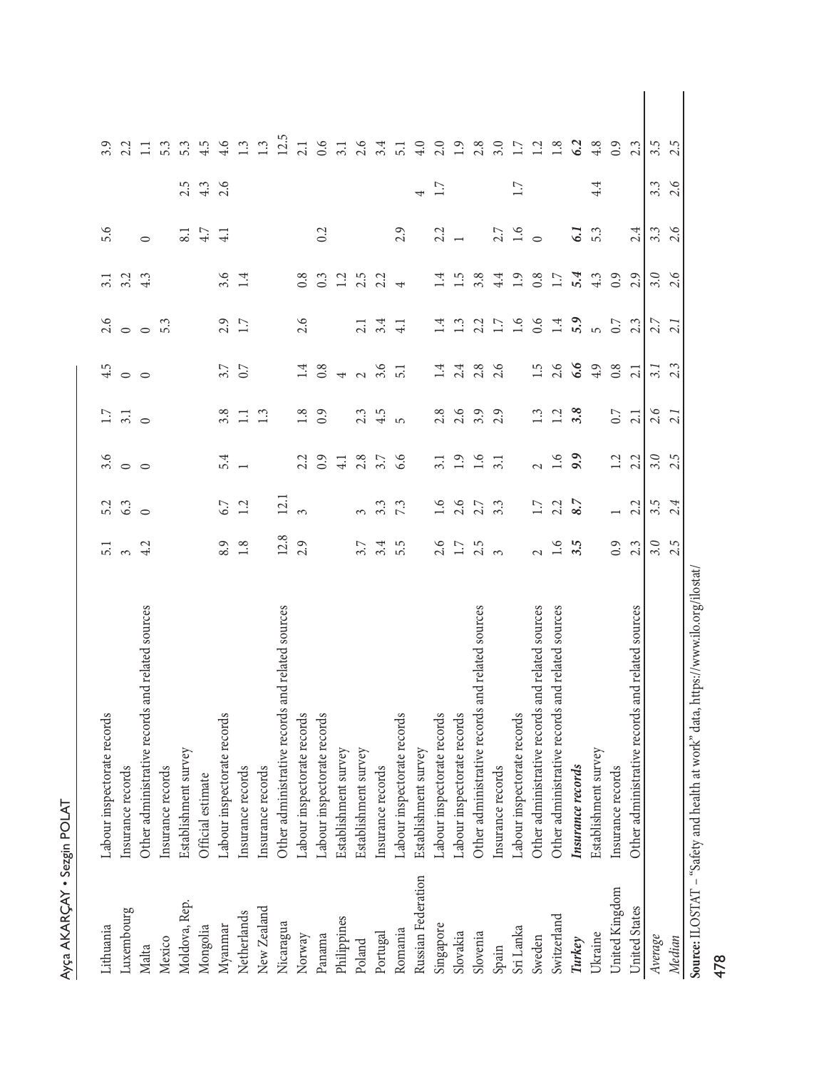| | | | | | | | | | | | |
|---|---|---|---|---|---|---|---|---|---|---|---|
| Lithuania | Labour inspectorate records | 5.1 | 5.2 | 3.6 | 1.7 | 4.5 | 2.6 | 3.1 | 5.6 | | 3.9 |
| Luxembourg | Insurance records | 3 | 6.3 | 0 | 3.1 | 0 | 0 | 3.2 | | | 2.2 |
| Malta | Other administrative records and related sources | 4.2 | 0 | 0 | 0 | 0 | 0 | 4.3 | 0 | | 1.1 |
| Mexico | Insurance records | | | | | | 5.3 | | | | 5.3 |
| Moldova, Rep. | Establishment survey | | | | | | | | 8.1 | 2.5 | 5.3 |
| Mongolia | Official estimate | | | | | | | | 4.7 | 4.3 | 4.5 |
| Myanmar | Labour inspectorate records | 8.9 | 6.7 | 5.4 | 3.8 | 3.7 | 2.9 | 3.6 | 4.1 | 2.6 | 4.6 |
| Netherlands | Insurance records | 1.8 | 1.2 | 1 | 1.1 | 0.7 | 1.7 | 1.4 | | | 1.3 |
| New Zealand | Insurance records | | | | 1.3 | | | | | | 1.3 |
| Nicaragua | Other administrative records and related sources | 12.8 | 12.1 | | | | | | | | 12.5 |
| Norway | Labour inspectorate records | 2.9 | 3 | 2.2 | 1.8 | 1.4 | 2.6 | 0.8 | | | 2.1 |
| Panama | Labour inspectorate records | | | 0.9 | 0.9 | 0.8 | | 0.3 | 0.2 | | 0.6 |
| Philippines | Establishment survey | | | 4.1 | | 4 | | 1.2 | | | 3.1 |
| Poland | Establishment survey | 3.7 | 3 | 2.8 | 2.3 | 2 | 2.1 | 2.5 | | | 2.6 |
| Portugal | Insurance records | 3.4 | 3.3 | 3.7 | 4.5 | 3.6 | 3.4 | 2.2 | | | 3.4 |
| Romania | Labour inspectorate records | 5.5 | 7.3 | 6.6 | 5 | 5.1 | 4.1 | 4 | 2.9 | | 5.1 |
| Russian Federation | Establishment survey | | | | | | | | | 4 | 4.0 |
| Singapore | Labour inspectorate records | 2.6 | 1.6 | 3.1 | 2.8 | 1.4 | 1.4 | 1.4 | 2.2 | 1.7 | 2.0 |
| Slovakia | Labour inspectorate records | 1.7 | 2.6 | 1.9 | 2.6 | 2.4 | 1.3 | 1.5 | 1 | | 1.9 |
| Slovenia | Other administrative records and related sources | 2.5 | 2.7 | 1.6 | 3.9 | 2.8 | 2.2 | 3.8 | | | 2.8 |
| Spain | Insurance records | 3 | 3.3 | 3.1 | 2.9 | 2.6 | 1.7 | 4.4 | 2.7 | | 3.0 |
| Sri Lanka | Labour inspectorate records | | | | | | 1.6 | 1.9 | 1.6 | 1.7 | 1.7 |
| Sweden | Other administrative records and related sources | 2 | 1.7 | 2 | 1.3 | 1.5 | 0.6 | 0.8 | 0 | | 1.2 |
| Switzerland | Other administrative records and related sources | 1.6 | 2.2 | 1.6 | 1.2 | 2.6 | 1.4 | 1.7 | | | 1.8 |
| ***Turkey*** | ***Insurance records*** | ***3.5*** | ***8.7*** | ***9.9*** | ***3.8*** | ***6.6*** | ***5.9*** | ***5.4*** | ***6.1*** | | ***6.2*** |
| Ukraine | Establishment survey | | | | | 4.9 | 5 | 4.3 | 5.3 | 4.4 | 4.8 |
| United Kingdom | Insurance records | 0.9 | 1 | 1.2 | 0.7 | 0.8 | 0.7 | 0.9 | | | 0.9 |
| United States | Other administrative records and related sources | 2.3 | 2.2 | 2.2 | 2.1 | 2.1 | 2.3 | 2.9 | 2.4 | | 2.3 |
| *Average* | | *3.0* | *3.5* | *3.0* | *2.6* | *3.1* | *2.7* | *3.0* | *3.3* | *3.3* | *3.5* |
| *Median* | | *2.5* | *2.4* | *2.5* | *2.1* | *2.3* | *2.1* | *2.6* | *2.6* | *2.6* | *2.5* |

**Source:** ILOSTAT – "Safety and health at work" data, https://www.ilo.org/ilostat/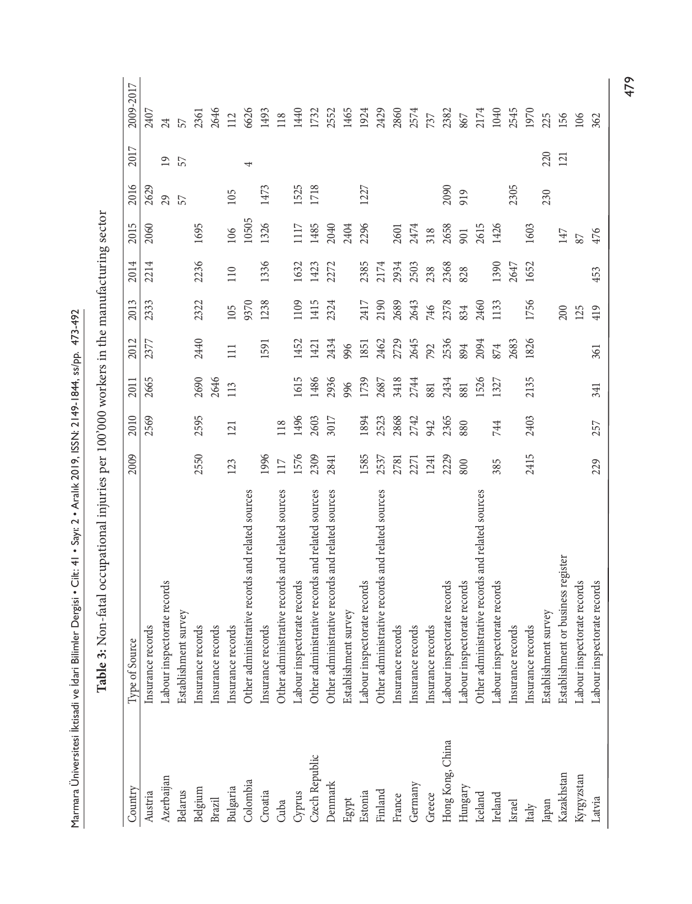**Table 3:** Non-fatal occupational injuries per 100'000 workers in the manufacturing sector

| Country | Type of Source | 2009 | 2010 | 2011 | 2012 | 2013 | 2014 | 2015 | 2016 | 2017 | 2009-2017 |
|---|---|---|---|---|---|---|---|---|---|---|---|
| Austria | Insurance records | | 2569 | 2665 | 2377 | 2333 | 2214 | 2060 | 2629 | | 2407 |
| Azerbaijan | Labour inspectorate records | | | | | | | | 29 | 19 | 24 |
| Belarus | Establishment survey | | | | | | | | 57 | 57 | 57 |
| Belgium | Insurance records | 2550 | 2595 | 2690 | 2440 | 2322 | 2236 | 1695 | | | 2361 |
| Brazil | Insurance records | | | 2646 | | | | | | | 2646 |
| Bulgaria | Insurance records | 123 | 121 | 113 | 111 | 105 | 110 | 106 | 105 | | 112 |
| Colombia | Other administrative records and related sources | | | | | 9370 | | 10505 | | 4 | 6626 |
| Croatia | Insurance records | 1996 | | | 1591 | 1238 | 1336 | 1326 | 1473 | | 1493 |
| Cuba | Other administrative records and related sources | 117 | 118 | | | | | | | | 118 |
| Cyprus | Labour inspectorate records | 1576 | 1496 | 1615 | 1452 | 1109 | 1632 | 1117 | 1525 | | 1440 |
| Czech Republic | Other administrative records and related sources | 2309 | 2603 | 1486 | 1421 | 1415 | 1423 | 1485 | 1718 | | 1732 |
| Denmark | Other administrative records and related sources | 2841 | 3017 | 2936 | 2434 | 2324 | 2272 | 2040 | | | 2552 |
| Egypt | Establishment survey | | | 996 | 996 | | | 2404 | | | 1465 |
| Estonia | Labour inspectorate records | 1585 | 1894 | 1739 | 1851 | 2417 | 2385 | 2296 | 1227 | | 1924 |
| Finland | Other administrative records and related sources | 2537 | 2523 | 2687 | 2462 | 2190 | 2174 | | | | 2429 |
| France | Insurance records | 2781 | 2868 | 3418 | 2729 | 2689 | 2934 | 2601 | | | 2860 |
| Germany | Insurance records | 2271 | 2742 | 2744 | 2645 | 2643 | 2503 | 2474 | | | 2574 |
| Greece | Insurance records | 1241 | 942 | 881 | 792 | 746 | 238 | 318 | | | 737 |
| Hong Kong, China | Labour inspectorate records | 2229 | 2365 | 2434 | 2536 | 2378 | 2368 | 2658 | 2090 | | 2382 |
| Hungary | Labour inspectorate records | 800 | 880 | 881 | 894 | 834 | 828 | 901 | 919 | | 867 |
| Iceland | Other administrative records and related sources | | | 1526 | 2094 | 2460 | | 2615 | | | 2174 |
| Ireland | Labour inspectorate records | 385 | 744 | 1327 | 874 | 1133 | 1390 | 1426 | | | 1040 |
| Israel | Insurance records | | | | 2683 | | 2647 | | 2305 | | 2545 |
| Italy | Insurance records | 2415 | 2403 | 2135 | 1826 | 1756 | 1652 | 1603 | | | 1970 |
| Japan | Establishment survey | | | | | | | | 230 | 220 | 225 |
| Kazakhstan | Establishment or business register | | | | | 200 | | 147 | | 121 | 156 |
| Kyrgyzstan | Labour inspectorate records | | | | | 125 | | 87 | | | 106 |
| Latvia | Labour inspectorate records | 229 | 257 | 341 | 361 | 419 | 453 | 476 | | | 362 |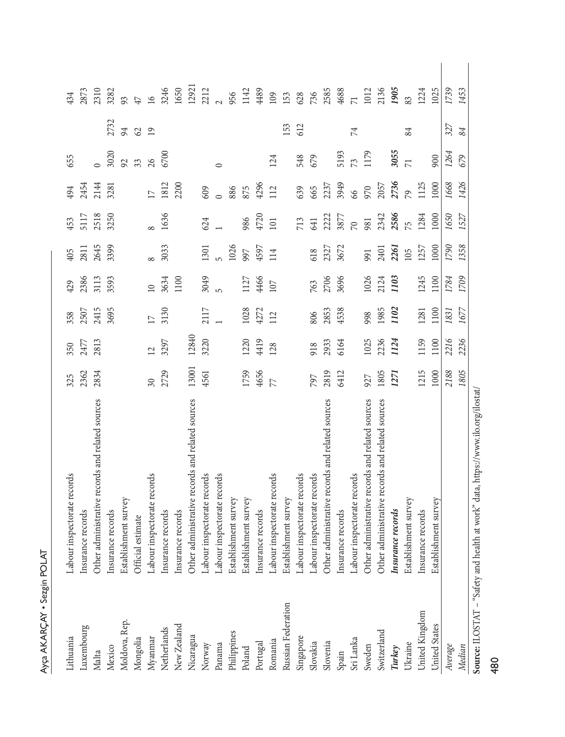| | | | | | | | | | | | |
|---|---|---|---|---|---|---|---|---|---|---|---|
| Lithuania | Labour inspectorate records | 325 | 350 | 358 | 429 | 405 | 453 | 494 | 655 | | 434 |
| Luxembourg | Insurance records | 2362 | 2477 | 2507 | 2386 | 2811 | 5117 | 2454 | | | 2873 |
| Malta | Other administrative records and related sources | 2834 | 2813 | 2415 | 3113 | 2645 | 2518 | 2144 | 0 | | 2310 |
| Mexico | Insurance records | | | 3695 | 3593 | 3399 | 3250 | 3281 | 3020 | 2732 | 3282 |
| Moldova, Rep. | Establishment survey | | | | | | | | 92 | 94 | 93 |
| Mongolia | Official estimate | | | | | | | | 33 | 62 | 47 |
| Myanmar | Labour inspectorate records | 30 | 12 | 17 | 10 | 8 | 8 | 17 | 26 | 19 | 16 |
| Netherlands | Insurance records | 2729 | 3297 | 3130 | 3634 | 3033 | 1636 | 1812 | 6700 | | 3246 |
| New Zealand | Insurance records | | | | 1100 | | | 2200 | | | 1650 |
| Nicaragua | Other administrative records and related sources | 13001 | 12840 | | | | | | | | 12921 |
| Norway | Labour inspectorate records | 4561 | 3220 | 2117 | 3049 | 1301 | 624 | 609 | | | 2212 |
| Panama | Labour inspectorate records | | | 1 | 5 | 5 | 1 | 0 | 0 | | 2 |
| Philippines | Establishment survey | | | | | 1026 | | 886 | | | 956 |
| Poland | Establishment survey | 1759 | 1220 | 1028 | 1127 | 997 | 986 | 875 | | | 1142 |
| Portugal | Insurance records | 4656 | 4419 | 4272 | 4466 | 4597 | 4720 | 4296 | | | 4489 |
| Romania | Labour inspectorate records | 77 | 128 | 112 | 107 | 114 | 101 | 112 | 124 | | 109 |
| Russian Federation | Establishment survey | | | | | | | | | 153 | 153 |
| Singapore | Labour inspectorate records | | | | | | 713 | 639 | 548 | 612 | 628 |
| Slovakia | Labour inspectorate records | 797 | 918 | 806 | 763 | 618 | 641 | 665 | 679 | | 736 |
| Slovenia | Other administrative records and related sources | 2819 | 2933 | 2853 | 2706 | 2327 | 2222 | 2237 | | | 2585 |
| Spain | Insurance records | 6412 | 6164 | 4538 | 3696 | 3672 | 3877 | 3949 | 5193 | | 4688 |
| Sri Lanka | Labour inspectorate records | | | | | | 70 | 66 | 73 | 74 | 71 |
| Sweden | Other administrative records and related sources | 927 | 1025 | 998 | 1026 | 991 | 981 | 970 | 1179 | | 1012 |
| Switzerland | Other administrative records and related sources | 1805 | 2236 | 1985 | 2124 | 2401 | 2342 | 2057 | | | 2136 |
| ***Turkey*** | ***Insurance records*** | ***1271*** | ***1124*** | ***1102*** | ***1103*** | ***2261*** | ***2586*** | ***2736*** | ***3055*** | | ***1905*** |
| Ukraine | Establishment survey | | | | | 105 | 75 | 79 | 71 | 84 | 83 |
| United Kingdom | Insurance records | 1215 | 1159 | 1281 | 1245 | 1257 | 1284 | 1125 | | | 1224 |
| United States | Establishment survey | 1000 | 1100 | 1100 | 1100 | 1000 | 1000 | 1000 | 900 | | 1025 |
| *Average* | | *2188* | *2216* | *1831* | *1784* | *1790* | *1650* | *1668* | *1264* | *327* | *1739* |
| *Median* | | *1805* | *2236* | *1677* | *1709* | *1358* | *1527* | *1426* | *679* | *84* | *1453* |

**Source:** ILOSTAT – "Safety and health at work" data, https://www.ilo.org/ilostat/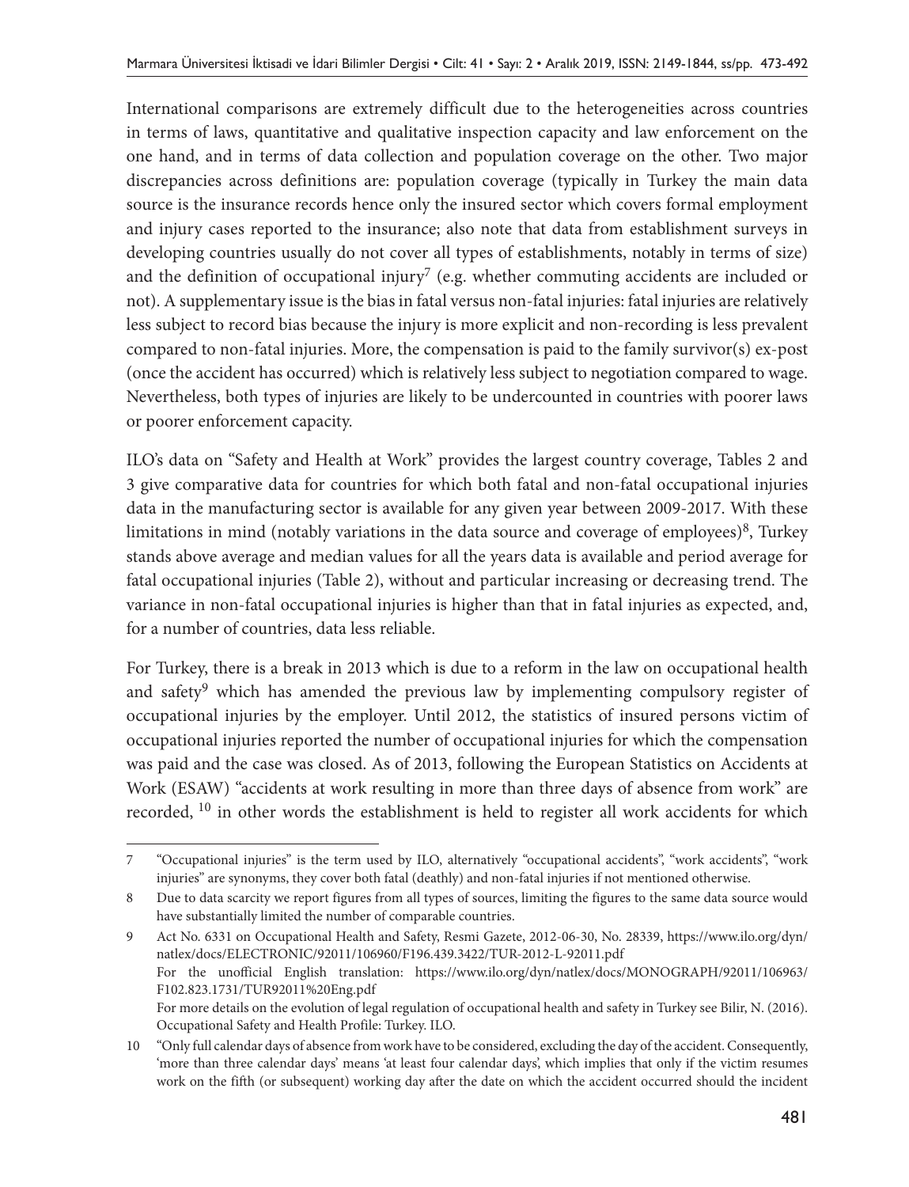International comparisons are extremely difficult due to the heterogeneities across countries in terms of laws, quantitative and qualitative inspection capacity and law enforcement on the one hand, and in terms of data collection and population coverage on the other. Two major discrepancies across definitions are: population coverage (typically in Turkey the main data source is the insurance records hence only the insured sector which covers formal employment and injury cases reported to the insurance; also note that data from establishment surveys in developing countries usually do not cover all types of establishments, notably in terms of size) and the definition of occupational injury[7] (e.g. whether commuting accidents are included or not). A supplementary issue is the bias in fatal versus non-fatal injuries: fatal injuries are relatively less subject to record bias because the injury is more explicit and non-recording is less prevalent compared to non-fatal injuries. More, the compensation is paid to the family survivor(s) ex-post (once the accident has occurred) which is relatively less subject to negotiation compared to wage. Nevertheless, both types of injuries are likely to be undercounted in countries with poorer laws or poorer enforcement capacity.

ILO's data on "Safety and Health at Work" provides the largest country coverage, Tables 2 and 3 give comparative data for countries for which both fatal and non-fatal occupational injuries data in the manufacturing sector is available for any given year between 2009-2017. With these limitations in mind (notably variations in the data source and coverage of employees)[8], Turkey stands above average and median values for all the years data is available and period average for fatal occupational injuries (Table 2), without and particular increasing or decreasing trend. The variance in non-fatal occupational injuries is higher than that in fatal injuries as expected, and, for a number of countries, data less reliable.

For Turkey, there is a break in 2013 which is due to a reform in the law on occupational health and safety[9] which has amended the previous law by implementing compulsory register of occupational injuries by the employer. Until 2012, the statistics of insured persons victim of occupational injuries reported the number of occupational injuries for which the compensation was paid and the case was closed. As of 2013, following the European Statistics on Accidents at Work (ESAW) "accidents at work resulting in more than three days of absence from work" are recorded, [10] in other words the establishment is held to register all work accidents for which

---

7 "Occupational injuries" is the term used by ILO, alternatively "occupational accidents", "work accidents", "work injuries" are synonyms, they cover both fatal (deathly) and non-fatal injuries if not mentioned otherwise.

8 Due to data scarcity we report figures from all types of sources, limiting the figures to the same data source would have substantially limited the number of comparable countries.

9 Act No. 6331 on Occupational Health and Safety, Resmi Gazete, 2012-06-30, No. 28339, https://www.ilo.org/dyn/natlex/docs/ELECTRONIC/92011/106960/F196.439.3422/TUR-2012-L-92011.pdf
For the unofficial English translation: https://www.ilo.org/dyn/natlex/docs/MONOGRAPH/92011/106963/F102.823.1731/TUR92011%20Eng.pdf
For more details on the evolution of legal regulation of occupational health and safety in Turkey see Bilir, N. (2016). Occupational Safety and Health Profile: Turkey. ILO.

10 "Only full calendar days of absence from work have to be considered, excluding the day of the accident. Consequently, 'more than three calendar days' means 'at least four calendar days', which implies that only if the victim resumes work on the fifth (or subsequent) working day after the date on which the accident occurred should the incident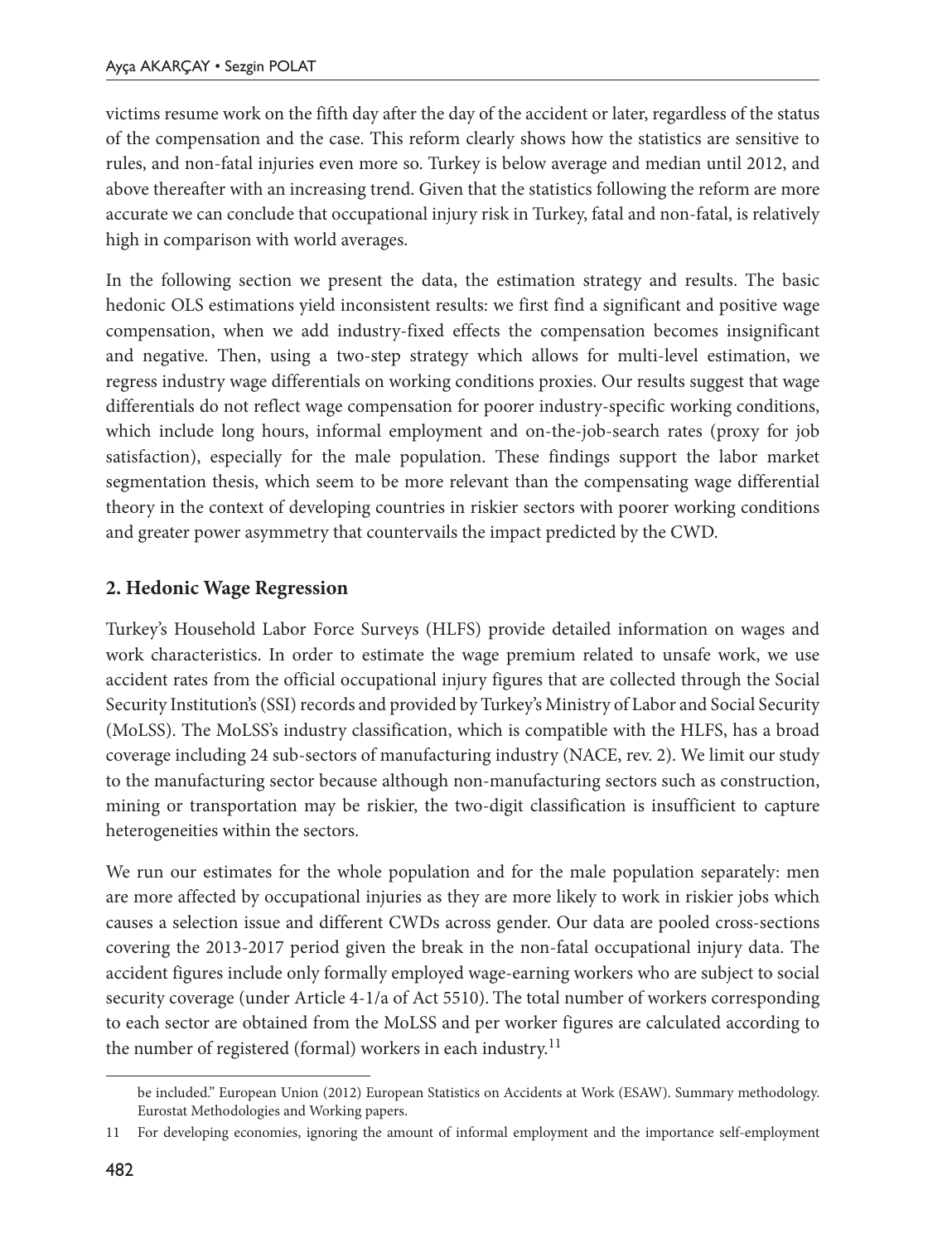victims resume work on the fifth day after the day of the accident or later, regardless of the status of the compensation and the case. This reform clearly shows how the statistics are sensitive to rules, and non-fatal injuries even more so. Turkey is below average and median until 2012, and above thereafter with an increasing trend. Given that the statistics following the reform are more accurate we can conclude that occupational injury risk in Turkey, fatal and non-fatal, is relatively high in comparison with world averages.

In the following section we present the data, the estimation strategy and results. The basic hedonic OLS estimations yield inconsistent results: we first find a significant and positive wage compensation, when we add industry-fixed effects the compensation becomes insignificant and negative. Then, using a two-step strategy which allows for multi-level estimation, we regress industry wage differentials on working conditions proxies. Our results suggest that wage differentials do not reflect wage compensation for poorer industry-specific working conditions, which include long hours, informal employment and on-the-job-search rates (proxy for job satisfaction), especially for the male population. These findings support the labor market segmentation thesis, which seem to be more relevant than the compensating wage differential theory in the context of developing countries in riskier sectors with poorer working conditions and greater power asymmetry that countervails the impact predicted by the CWD.

## 2. Hedonic Wage Regression

Turkey's Household Labor Force Surveys (HLFS) provide detailed information on wages and work characteristics. In order to estimate the wage premium related to unsafe work, we use accident rates from the official occupational injury figures that are collected through the Social Security Institution's (SSI) records and provided by Turkey's Ministry of Labor and Social Security (MoLSS). The MoLSS's industry classification, which is compatible with the HLFS, has a broad coverage including 24 sub-sectors of manufacturing industry (NACE, rev. 2). We limit our study to the manufacturing sector because although non-manufacturing sectors such as construction, mining or transportation may be riskier, the two-digit classification is insufficient to capture heterogeneities within the sectors.

We run our estimates for the whole population and for the male population separately: men are more affected by occupational injuries as they are more likely to work in riskier jobs which causes a selection issue and different CWDs across gender. Our data are pooled cross-sections covering the 2013-2017 period given the break in the non-fatal occupational injury data. The accident figures include only formally employed wage-earning workers who are subject to social security coverage (under Article 4-1/a of Act 5510). The total number of workers corresponding to each sector are obtained from the MoLSS and per worker figures are calculated according to the number of registered (formal) workers in each industry.[11]

---

be included." European Union (2012) European Statistics on Accidents at Work (ESAW). Summary methodology. Eurostat Methodologies and Working papers.

11 For developing economies, ignoring the amount of informal employment and the importance self-employment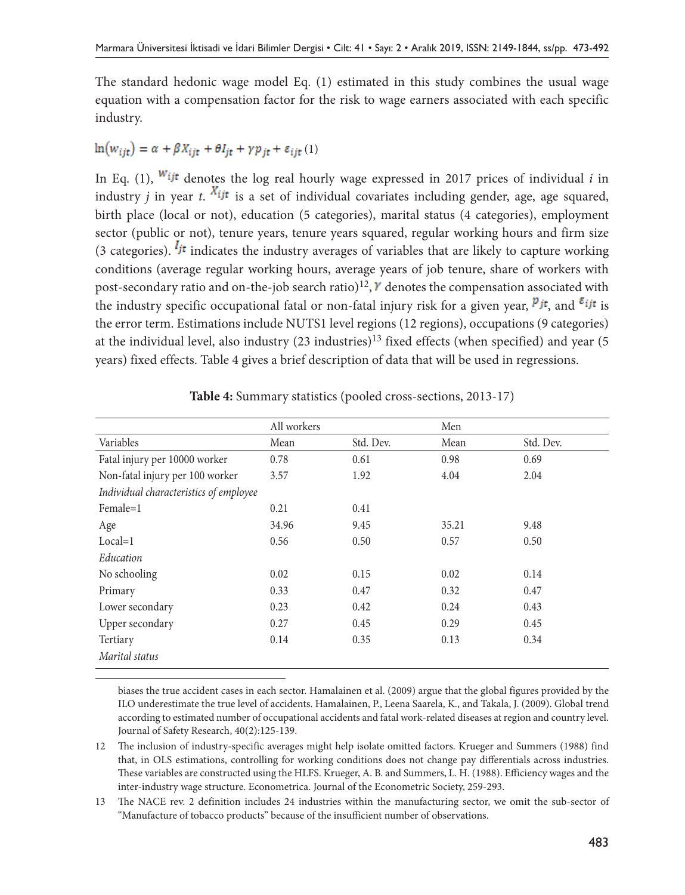The standard hedonic wage model Eq. (1) estimated in this study combines the usual wage equation with a compensation factor for the risk to wage earners associated with each specific industry.

$$\ln(w_{ijt}) = \alpha + \beta X_{ijt} + \theta I_{jt} + \gamma p_{jt} + \varepsilon_{ijt} \quad (1)$$

In Eq. (1), $w_{ijt}$ denotes the log real hourly wage expressed in 2017 prices of individual *i* in industry *j* in year *t*. $X_{ijt}$ is a set of individual covariates including gender, age, age squared, birth place (local or not), education (5 categories), marital status (4 categories), employment sector (public or not), tenure years, tenure years squared, regular working hours and firm size (3 categories). $I_{jt}$ indicates the industry averages of variables that are likely to capture working conditions (average regular working hours, average years of job tenure, share of workers with post-secondary ratio and on-the-job search ratio)[12], $\gamma$ denotes the compensation associated with the industry specific occupational fatal or non-fatal injury risk for a given year, $p_{jt}$, and $\varepsilon_{ijt}$ is the error term. Estimations include NUTS1 level regions (12 regions), occupations (9 categories) at the individual level, also industry (23 industries)[13] fixed effects (when specified) and year (5 years) fixed effects. Table 4 gives a brief description of data that will be used in regressions.

**Table 4:** Summary statistics (pooled cross-sections, 2013-17)

| | All workers | | Men | |
|---|---|---|---|---|
| Variables | Mean | Std. Dev. | Mean | Std. Dev. |
| Fatal injury per 10000 worker | 0.78 | 0.61 | 0.98 | 0.69 |
| Non-fatal injury per 100 worker | 3.57 | 1.92 | 4.04 | 2.04 |
| *Individual characteristics of employee* | | | | |
| Female=1 | 0.21 | 0.41 | | |
| Age | 34.96 | 9.45 | 35.21 | 9.48 |
| Local=1 | 0.56 | 0.50 | 0.57 | 0.50 |
| *Education* | | | | |
| No schooling | 0.02 | 0.15 | 0.02 | 0.14 |
| Primary | 0.33 | 0.47 | 0.32 | 0.47 |
| Lower secondary | 0.23 | 0.42 | 0.24 | 0.43 |
| Upper secondary | 0.27 | 0.45 | 0.29 | 0.45 |
| Tertiary | 0.14 | 0.35 | 0.13 | 0.34 |
| *Marital status* | | | | |

biases the true accident cases in each sector. Hamalainen et al. (2009) argue that the global figures provided by the ILO underestimate the true level of accidents. Hamalainen, P., Leena Saarela, K., and Takala, J. (2009). Global trend according to estimated number of occupational accidents and fatal work-related diseases at region and country level. Journal of Safety Research, 40(2):125-139.

12 The inclusion of industry-specific averages might help isolate omitted factors. Krueger and Summers (1988) find that, in OLS estimations, controlling for working conditions does not change pay differentials across industries. These variables are constructed using the HLFS. Krueger, A. B. and Summers, L. H. (1988). Efficiency wages and the inter-industry wage structure. Econometrica. Journal of the Econometric Society, 259-293.

13 The NACE rev. 2 definition includes 24 industries within the manufacturing sector, we omit the sub-sector of "Manufacture of tobacco products" because of the insufficient number of observations.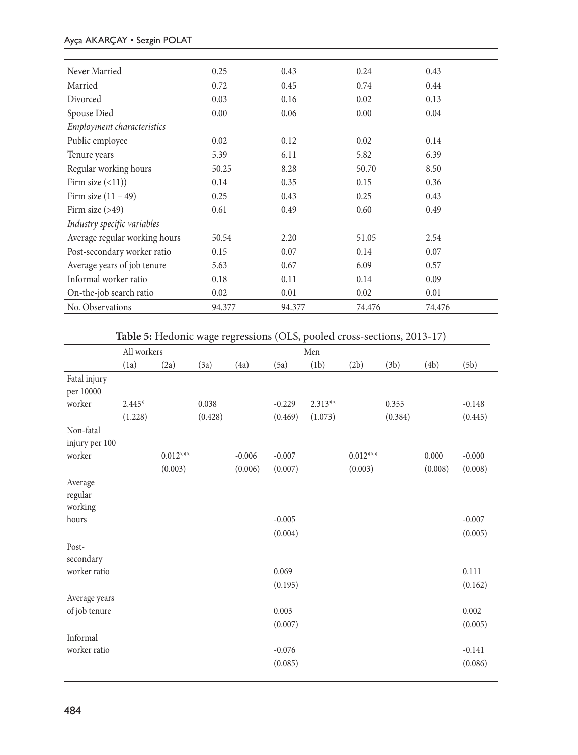| | | | | |
|---|---|---|---|---|
| Never Married | 0.25 | 0.43 | 0.24 | 0.43 |
| Married | 0.72 | 0.45 | 0.74 | 0.44 |
| Divorced | 0.03 | 0.16 | 0.02 | 0.13 |
| Spouse Died | 0.00 | 0.06 | 0.00 | 0.04 |
| *Employment characteristics* | | | | |
| Public employee | 0.02 | 0.12 | 0.02 | 0.14 |
| Tenure years | 5.39 | 6.11 | 5.82 | 6.39 |
| Regular working hours | 50.25 | 8.28 | 50.70 | 8.50 |
| Firm size (<11)) | 0.14 | 0.35 | 0.15 | 0.36 |
| Firm size (11 – 49) | 0.25 | 0.43 | 0.25 | 0.43 |
| Firm size (>49) | 0.61 | 0.49 | 0.60 | 0.49 |
| *Industry specific variables* | | | | |
| Average regular working hours | 50.54 | 2.20 | 51.05 | 2.54 |
| Post-secondary worker ratio | 0.15 | 0.07 | 0.14 | 0.07 |
| Average years of job tenure | 5.63 | 0.67 | 6.09 | 0.57 |
| Informal worker ratio | 0.18 | 0.11 | 0.14 | 0.09 |
| On-the-job search ratio | 0.02 | 0.01 | 0.02 | 0.01 |
| No. Observations | 94.377 | 94.377 | 74.476 | 74.476 |

**Table 5:** Hedonic wage regressions (OLS, pooled cross-sections, 2013-17)

| | All workers | | | | | Men | | | | |
|---|---|---|---|---|---|---|---|---|---|---|
| | (1a) | (2a) | (3a) | (4a) | (5a) | (1b) | (2b) | (3b) | (4b) | (5b) |
| Fatal injury per 10000 worker | 2.445* | | 0.038 | | -0.229 | 2.313** | | 0.355 | | -0.148 |
| | (1.228) | | (0.428) | | (0.469) | (1.073) | | (0.384) | | (0.445) |
| Non-fatal injury per 100 worker | | 0.012*** | | -0.006 | -0.007 | | 0.012*** | | 0.000 | -0.000 |
| | | (0.003) | | (0.006) | (0.007) | | (0.003) | | (0.008) | (0.008) |
| Average regular working hours | | | | | -0.005 | | | | | -0.007 |
| | | | | | (0.004) | | | | | (0.005) |
| Post-secondary worker ratio | | | | | 0.069 | | | | | 0.111 |
| | | | | | (0.195) | | | | | (0.162) |
| Average years of job tenure | | | | | 0.003 | | | | | 0.002 |
| | | | | | (0.007) | | | | | (0.005) |
| Informal worker ratio | | | | | -0.076 | | | | | -0.141 |
| | | | | | (0.085) | | | | | (0.086) |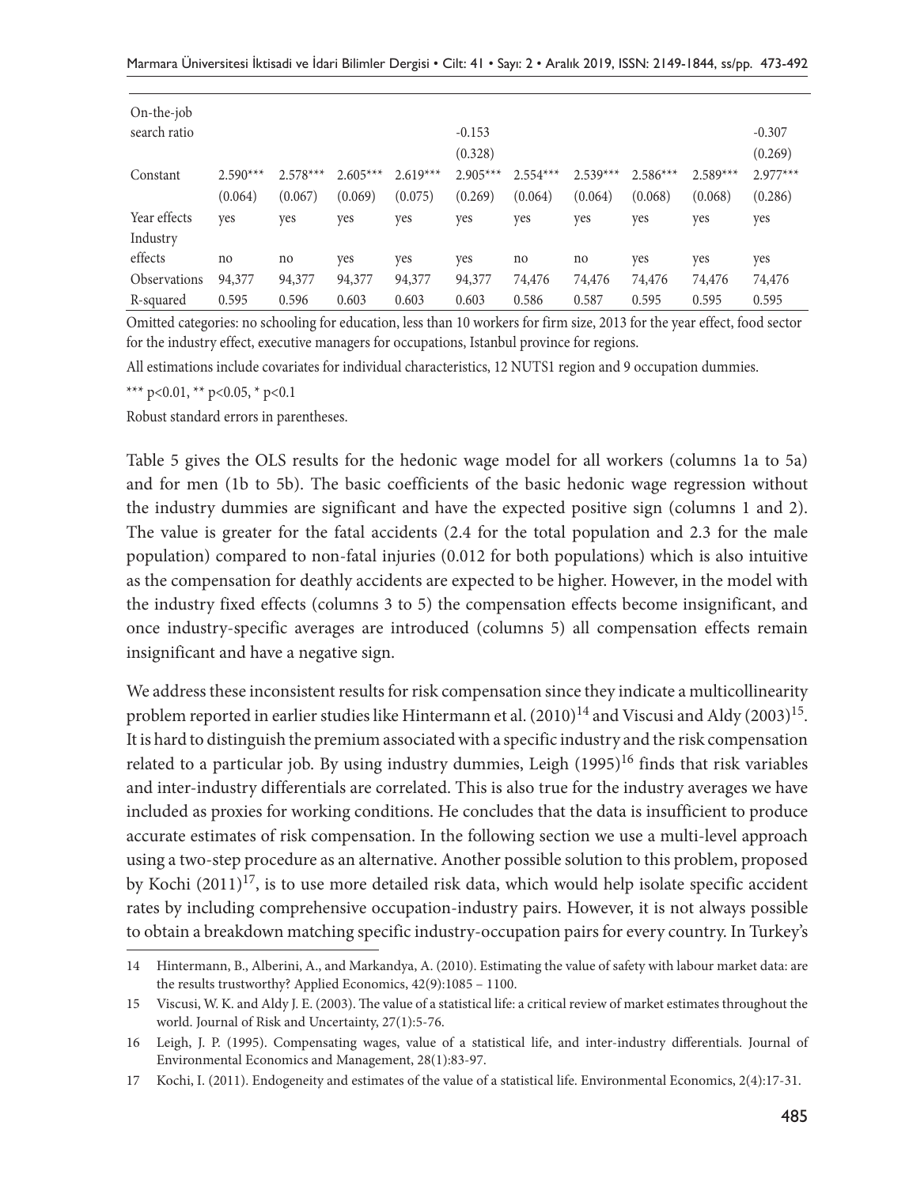| | | | | | | | | | | |
|---|---|---|---|---|---|---|---|---|---|---|
| On-the-job search ratio | | | | | -0.153 | | | | | -0.307 |
| | | | | | (0.328) | | | | | (0.269) |
| Constant | 2.590*** | 2.578*** | 2.605*** | 2.619*** | 2.905*** | 2.554*** | 2.539*** | 2.586*** | 2.589*** | 2.977*** |
| | (0.064) | (0.067) | (0.069) | (0.075) | (0.269) | (0.064) | (0.064) | (0.068) | (0.068) | (0.286) |
| Year effects | yes | yes | yes | yes | yes | yes | yes | yes | yes | yes |
| Industry effects | no | no | yes | yes | yes | no | no | yes | yes | yes |
| Observations | 94,377 | 94,377 | 94,377 | 94,377 | 94,377 | 74,476 | 74,476 | 74,476 | 74,476 | 74,476 |
| R-squared | 0.595 | 0.596 | 0.603 | 0.603 | 0.603 | 0.586 | 0.587 | 0.595 | 0.595 | 0.595 |

Omitted categories: no schooling for education, less than 10 workers for firm size, 2013 for the year effect, food sector for the industry effect, executive managers for occupations, Istanbul province for regions.

All estimations include covariates for individual characteristics, 12 NUTS1 region and 9 occupation dummies.

*** p<0.01, ** p<0.05, * p<0.1

Robust standard errors in parentheses.

Table 5 gives the OLS results for the hedonic wage model for all workers (columns 1a to 5a) and for men (1b to 5b). The basic coefficients of the basic hedonic wage regression without the industry dummies are significant and have the expected positive sign (columns 1 and 2). The value is greater for the fatal accidents (2.4 for the total population and 2.3 for the male population) compared to non-fatal injuries (0.012 for both populations) which is also intuitive as the compensation for deathly accidents are expected to be higher. However, in the model with the industry fixed effects (columns 3 to 5) the compensation effects become insignificant, and once industry-specific averages are introduced (columns 5) all compensation effects remain insignificant and have a negative sign.

We address these inconsistent results for risk compensation since they indicate a multicollinearity problem reported in earlier studies like Hintermann et al. (2010)[14] and Viscusi and Aldy (2003)[15]. It is hard to distinguish the premium associated with a specific industry and the risk compensation related to a particular job. By using industry dummies, Leigh (1995)[16] finds that risk variables and inter-industry differentials are correlated. This is also true for the industry averages we have included as proxies for working conditions. He concludes that the data is insufficient to produce accurate estimates of risk compensation. In the following section we use a multi-level approach using a two-step procedure as an alternative. Another possible solution to this problem, proposed by Kochi (2011)[17], is to use more detailed risk data, which would help isolate specific accident rates by including comprehensive occupation-industry pairs. However, it is not always possible to obtain a breakdown matching specific industry-occupation pairs for every country. In Turkey's

14 Hintermann, B., Alberini, A., and Markandya, A. (2010). Estimating the value of safety with labour market data: are the results trustworthy? Applied Economics, 42(9):1085 – 1100.

15 Viscusi, W. K. and Aldy J. E. (2003). The value of a statistical life: a critical review of market estimates throughout the world. Journal of Risk and Uncertainty, 27(1):5-76.

16 Leigh, J. P. (1995). Compensating wages, value of a statistical life, and inter-industry differentials. Journal of Environmental Economics and Management, 28(1):83-97.

17 Kochi, I. (2011). Endogeneity and estimates of the value of a statistical life. Environmental Economics, 2(4):17-31.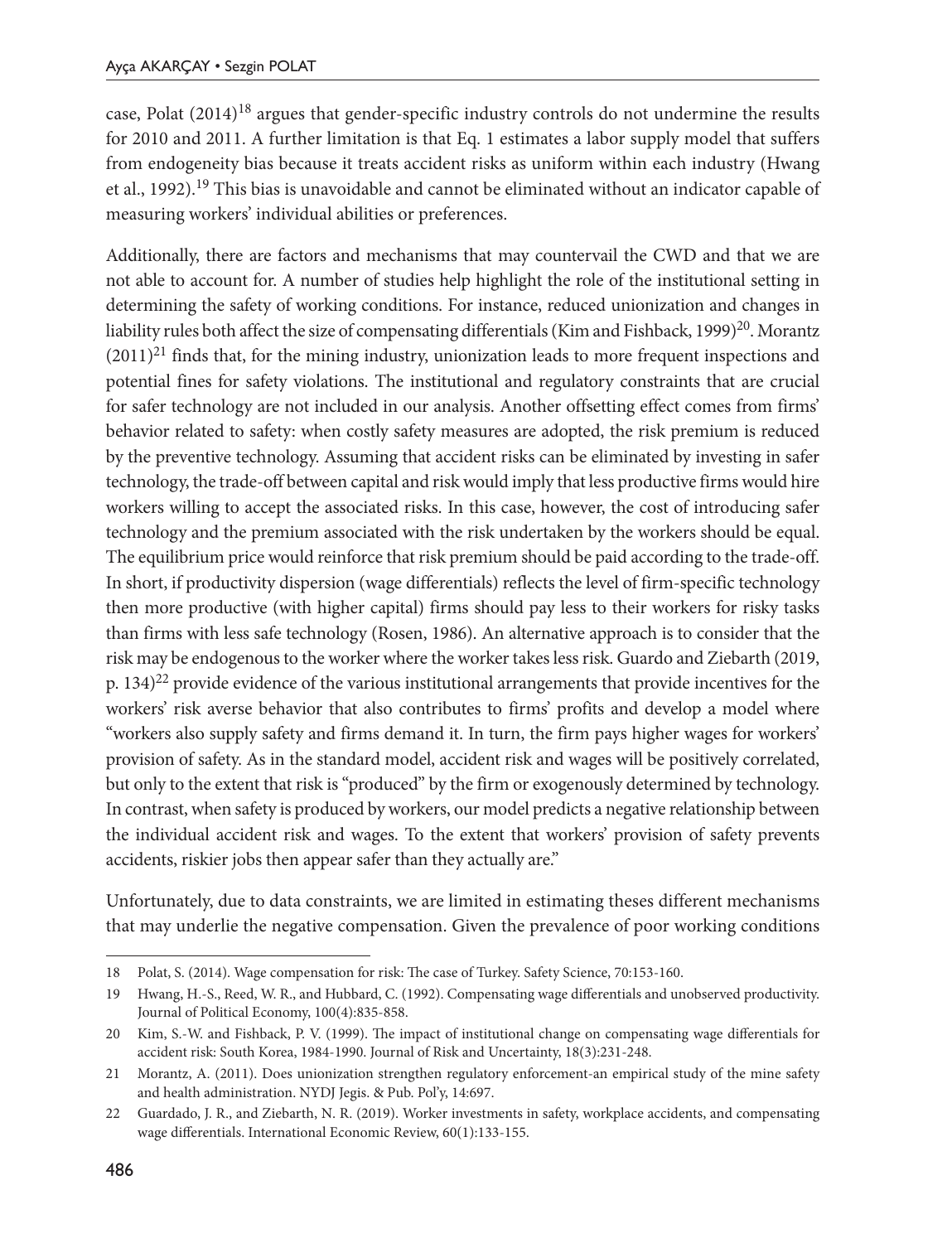case, Polat (2014)[18] argues that gender-specific industry controls do not undermine the results for 2010 and 2011. A further limitation is that Eq. 1 estimates a labor supply model that suffers from endogeneity bias because it treats accident risks as uniform within each industry (Hwang et al., 1992).[19] This bias is unavoidable and cannot be eliminated without an indicator capable of measuring workers' individual abilities or preferences.

Additionally, there are factors and mechanisms that may countervail the CWD and that we are not able to account for. A number of studies help highlight the role of the institutional setting in determining the safety of working conditions. For instance, reduced unionization and changes in liability rules both affect the size of compensating differentials (Kim and Fishback, 1999)[20]. Morantz (2011)[21] finds that, for the mining industry, unionization leads to more frequent inspections and potential fines for safety violations. The institutional and regulatory constraints that are crucial for safer technology are not included in our analysis. Another offsetting effect comes from firms' behavior related to safety: when costly safety measures are adopted, the risk premium is reduced by the preventive technology. Assuming that accident risks can be eliminated by investing in safer technology, the trade-off between capital and risk would imply that less productive firms would hire workers willing to accept the associated risks. In this case, however, the cost of introducing safer technology and the premium associated with the risk undertaken by the workers should be equal. The equilibrium price would reinforce that risk premium should be paid according to the trade-off. In short, if productivity dispersion (wage differentials) reflects the level of firm-specific technology then more productive (with higher capital) firms should pay less to their workers for risky tasks than firms with less safe technology (Rosen, 1986). An alternative approach is to consider that the risk may be endogenous to the worker where the worker takes less risk. Guardo and Ziebarth (2019, p. 134)[22] provide evidence of the various institutional arrangements that provide incentives for the workers' risk averse behavior that also contributes to firms' profits and develop a model where "workers also supply safety and firms demand it. In turn, the firm pays higher wages for workers' provision of safety. As in the standard model, accident risk and wages will be positively correlated, but only to the extent that risk is "produced" by the firm or exogenously determined by technology. In contrast, when safety is produced by workers, our model predicts a negative relationship between the individual accident risk and wages. To the extent that workers' provision of safety prevents accidents, riskier jobs then appear safer than they actually are."

Unfortunately, due to data constraints, we are limited in estimating theses different mechanisms that may underlie the negative compensation. Given the prevalence of poor working conditions

---

18 Polat, S. (2014). Wage compensation for risk: The case of Turkey. Safety Science, 70:153-160.

19 Hwang, H.-S., Reed, W. R., and Hubbard, C. (1992). Compensating wage differentials and unobserved productivity. Journal of Political Economy, 100(4):835-858.

20 Kim, S.-W. and Fishback, P. V. (1999). The impact of institutional change on compensating wage differentials for accident risk: South Korea, 1984-1990. Journal of Risk and Uncertainty, 18(3):231-248.

21 Morantz, A. (2011). Does unionization strengthen regulatory enforcement-an empirical study of the mine safety and health administration. NYDJ Jegis. & Pub. Pol'y, 14:697.

22 Guardado, J. R., and Ziebarth, N. R. (2019). Worker investments in safety, workplace accidents, and compensating wage differentials. International Economic Review, 60(1):133-155.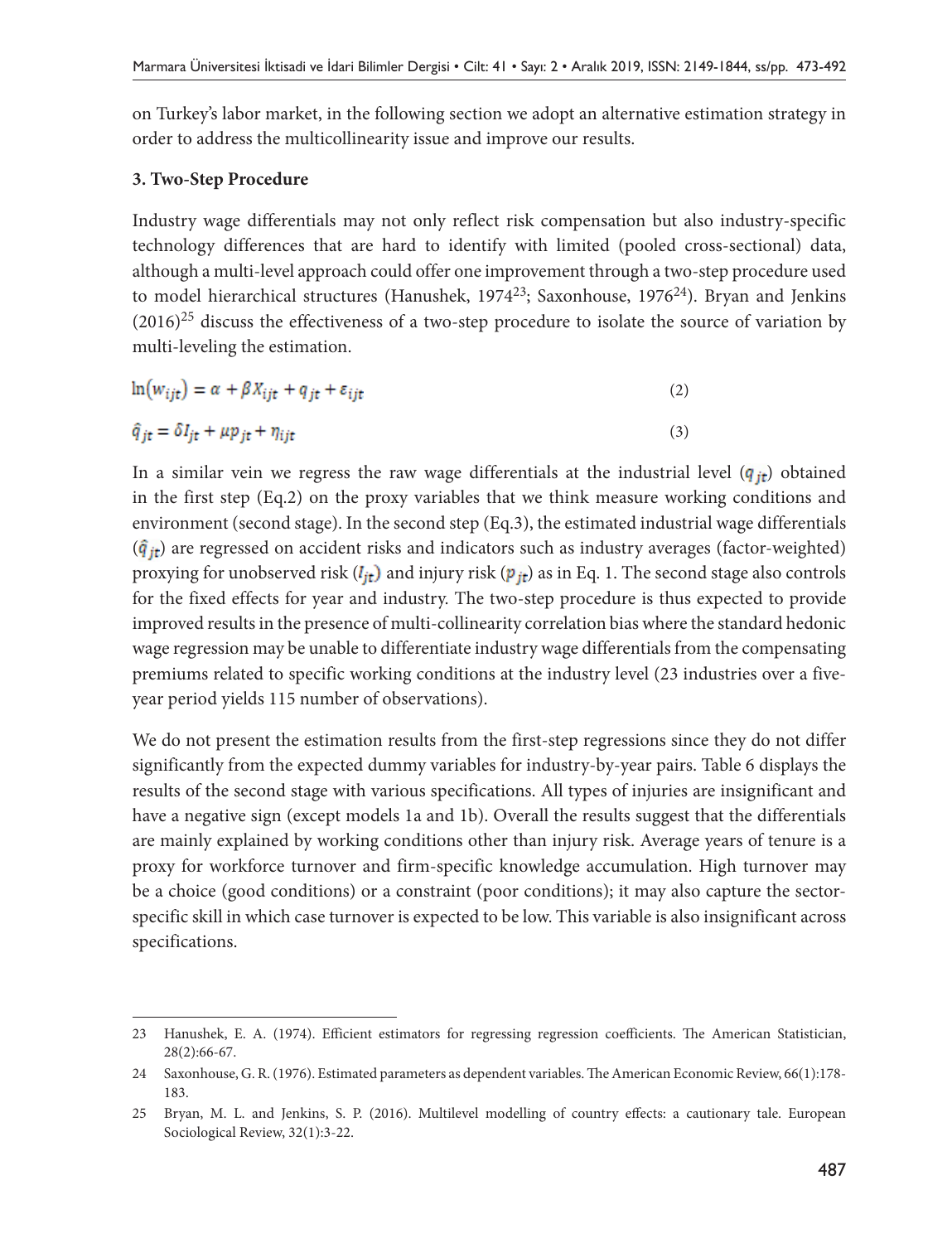on Turkey's labor market, in the following section we adopt an alternative estimation strategy in order to address the multicollinearity issue and improve our results.

### 3. Two-Step Procedure

Industry wage differentials may not only reflect risk compensation but also industry-specific technology differences that are hard to identify with limited (pooled cross-sectional) data, although a multi-level approach could offer one improvement through a two-step procedure used to model hierarchical structures (Hanushek, 1974[23]; Saxonhouse, 1976[24]). Bryan and Jenkins (2016)[25] discuss the effectiveness of a two-step procedure to isolate the source of variation by multi-leveling the estimation.

$$\ln(w_{ijt}) = \alpha + \beta X_{ijt} + q_{jt} + \varepsilon_{ijt} \tag{2}$$

$$\hat{q}_{jt} = \delta I_{jt} + \mu p_{jt} + \eta_{ijt} \tag{3}$$

In a similar vein we regress the raw wage differentials at the industrial level ($q_{jt}$) obtained in the first step (Eq.2) on the proxy variables that we think measure working conditions and environment (second stage). In the second step (Eq.3), the estimated industrial wage differentials ($\hat{q}_{jt}$) are regressed on accident risks and indicators such as industry averages (factor-weighted) proxying for unobserved risk ($I_{jt}$) and injury risk ($p_{jt}$) as in Eq. 1. The second stage also controls for the fixed effects for year and industry. The two-step procedure is thus expected to provide improved results in the presence of multi-collinearity correlation bias where the standard hedonic wage regression may be unable to differentiate industry wage differentials from the compensating premiums related to specific working conditions at the industry level (23 industries over a five-year period yields 115 number of observations).

We do not present the estimation results from the first-step regressions since they do not differ significantly from the expected dummy variables for industry-by-year pairs. Table 6 displays the results of the second stage with various specifications. All types of injuries are insignificant and have a negative sign (except models 1a and 1b). Overall the results suggest that the differentials are mainly explained by working conditions other than injury risk. Average years of tenure is a proxy for workforce turnover and firm-specific knowledge accumulation. High turnover may be a choice (good conditions) or a constraint (poor conditions); it may also capture the sector-specific skill in which case turnover is expected to be low. This variable is also insignificant across specifications.

---

23 Hanushek, E. A. (1974). Efficient estimators for regressing regression coefficients. The American Statistician, 28(2):66-67.

24 Saxonhouse, G. R. (1976). Estimated parameters as dependent variables. The American Economic Review, 66(1):178-183.

25 Bryan, M. L. and Jenkins, S. P. (2016). Multilevel modelling of country effects: a cautionary tale. European Sociological Review, 32(1):3-22.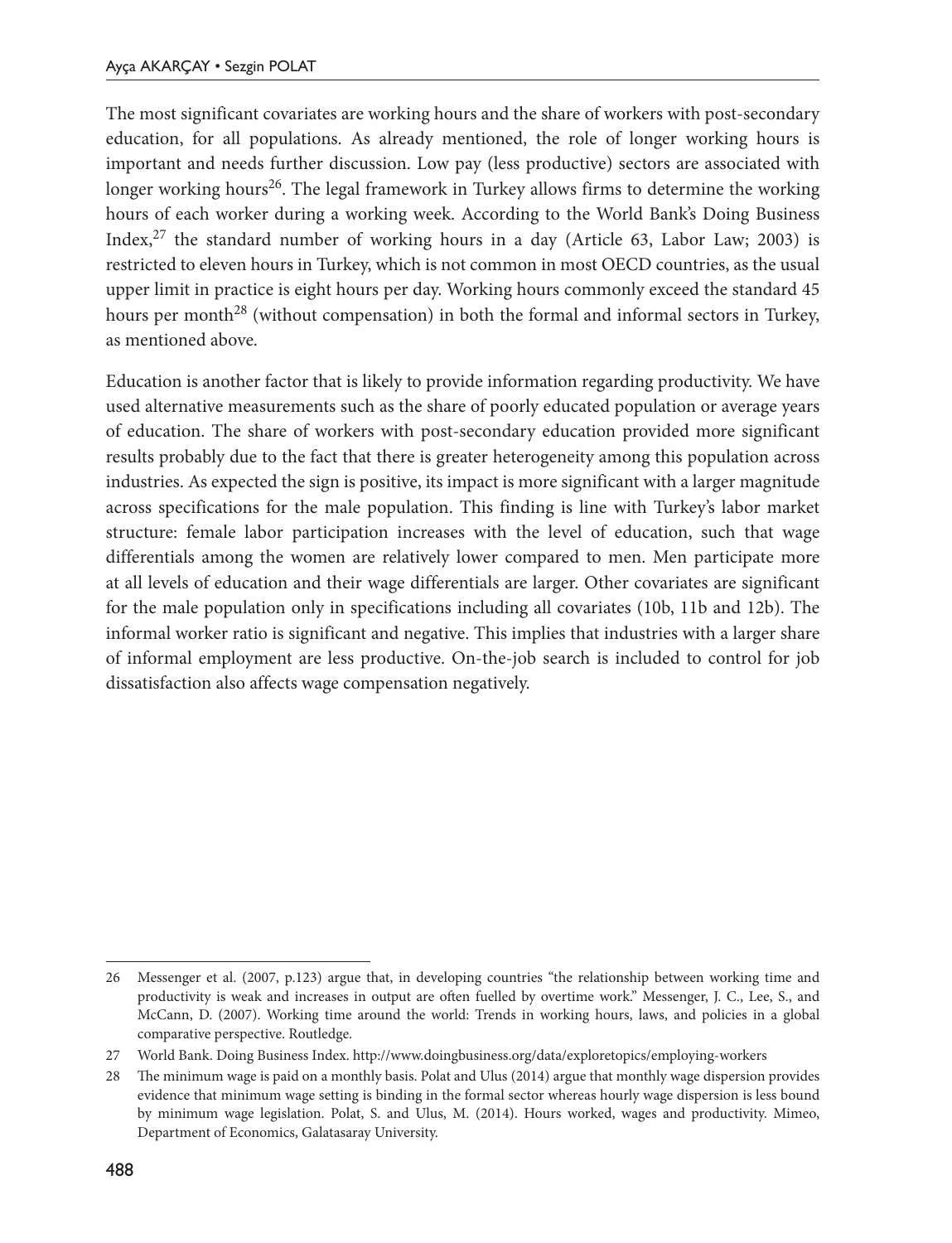The most significant covariates are working hours and the share of workers with post-secondary education, for all populations. As already mentioned, the role of longer working hours is important and needs further discussion. Low pay (less productive) sectors are associated with longer working hours[26]. The legal framework in Turkey allows firms to determine the working hours of each worker during a working week. According to the World Bank's Doing Business Index,[27] the standard number of working hours in a day (Article 63, Labor Law; 2003) is restricted to eleven hours in Turkey, which is not common in most OECD countries, as the usual upper limit in practice is eight hours per day. Working hours commonly exceed the standard 45 hours per month[28] (without compensation) in both the formal and informal sectors in Turkey, as mentioned above.

Education is another factor that is likely to provide information regarding productivity. We have used alternative measurements such as the share of poorly educated population or average years of education. The share of workers with post-secondary education provided more significant results probably due to the fact that there is greater heterogeneity among this population across industries. As expected the sign is positive, its impact is more significant with a larger magnitude across specifications for the male population. This finding is line with Turkey's labor market structure: female labor participation increases with the level of education, such that wage differentials among the women are relatively lower compared to men. Men participate more at all levels of education and their wage differentials are larger. Other covariates are significant for the male population only in specifications including all covariates (10b, 11b and 12b). The informal worker ratio is significant and negative. This implies that industries with a larger share of informal employment are less productive. On-the-job search is included to control for job dissatisfaction also affects wage compensation negatively.

---

26 Messenger et al. (2007, p.123) argue that, in developing countries "the relationship between working time and productivity is weak and increases in output are often fuelled by overtime work." Messenger, J. C., Lee, S., and McCann, D. (2007). Working time around the world: Trends in working hours, laws, and policies in a global comparative perspective. Routledge.

27 World Bank. Doing Business Index. http://www.doingbusiness.org/data/exploretopics/employing-workers

28 The minimum wage is paid on a monthly basis. Polat and Ulus (2014) argue that monthly wage dispersion provides evidence that minimum wage setting is binding in the formal sector whereas hourly wage dispersion is less bound by minimum wage legislation. Polat, S. and Ulus, M. (2014). Hours worked, wages and productivity. Mimeo, Department of Economics, Galatasaray University.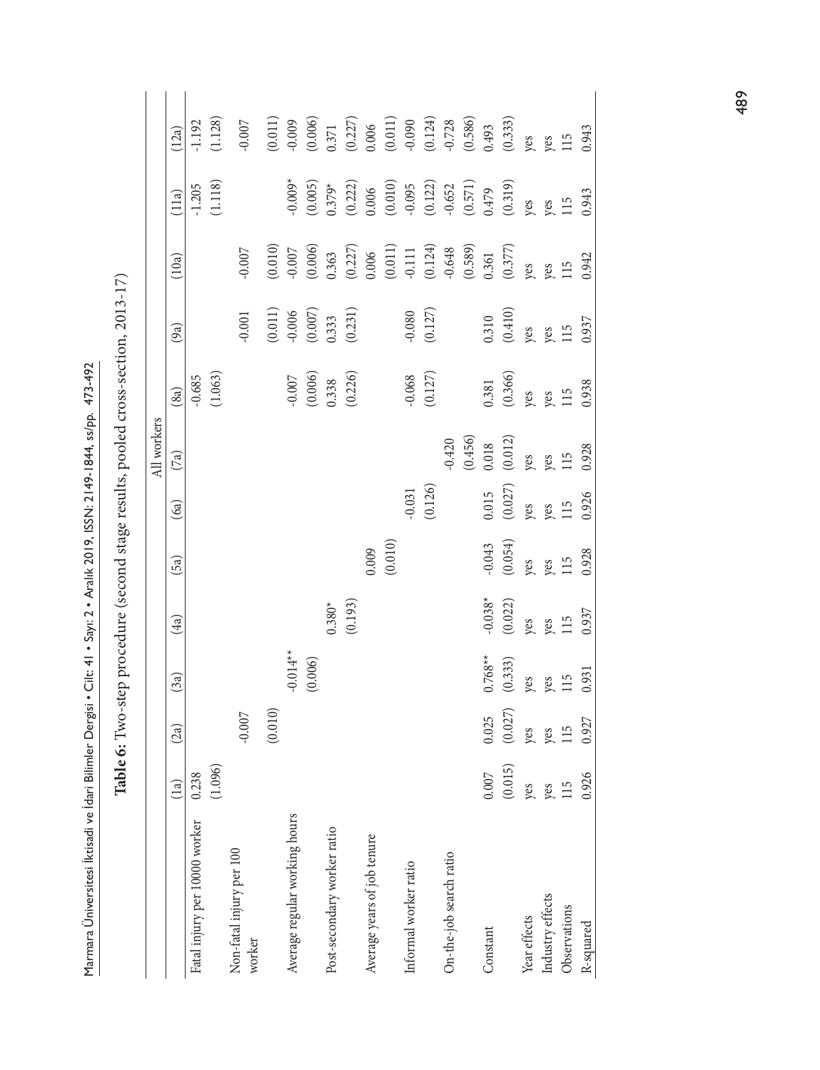**Table 6:** Two-step procedure (second stage results, pooled cross-section, 2013-17)

| | All workers | | | | | | | | | | | |
|---|---|---|---|---|---|---|---|---|---|---|---|---|
| | (1a) | (2a) | (3a) | (4a) | (5a) | (6a) | (7a) | (8a) | (9a) | (10a) | (11a) | (12a) |
| Fatal injury per 10000 worker | 0.238 | | | | | | | -0.685 | | | -1.205 | -1.192 |
| | (1.096) | | | | | | | (1.063) | | | (1.118) | (1.128) |
| Non-fatal injury per 100 worker | | -0.007 | | | | | | | -0.001 | -0.007 | | -0.007 |
| | | (0.010) | | | | | | | (0.011) | (0.010) | | (0.011) |
| Average regular working hours | | | -0.014** | | | | | -0.007 | -0.006 | -0.007 | -0.009* | -0.009 |
| | | | (0.006) | | | | | (0.006) | (0.007) | (0.006) | (0.005) | (0.006) |
| Post-secondary worker ratio | | | | 0.380* | | | | 0.338 | 0.333 | 0.363 | 0.379* | 0.371 |
| | | | | (0.193) | | | | (0.226) | (0.231) | (0.227) | (0.222) | (0.227) |
| Average years of job tenure | | | | | 0.009 | | | | | 0.006 | 0.006 | 0.006 |
| | | | | | (0.010) | | | | | (0.011) | (0.010) | (0.011) |
| Informal worker ratio | | | | | | -0.031 | | -0.068 | -0.080 | -0.111 | -0.095 | -0.090 |
| | | | | | | (0.126) | | (0.127) | (0.127) | (0.124) | (0.122) | (0.124) |
| On-the-job search ratio | | | | | | | -0.420 | | | -0.648 | -0.652 | -0.728 |
| | | | | | | | (0.456) | | | (0.589) | (0.571) | (0.586) |
| Constant | 0.007 | 0.025 | 0.768** | -0.038* | -0.043 | 0.015 | 0.018 | 0.381 | 0.310 | 0.361 | 0.479 | 0.493 |
| | (0.015) | (0.027) | (0.333) | (0.022) | (0.054) | (0.027) | (0.012) | (0.366) | (0.410) | (0.377) | (0.319) | (0.333) |
| Year effects | yes | yes | yes | yes | yes | yes | yes | yes | yes | yes | yes | yes |
| Industry effects | yes | yes | yes | yes | yes | yes | yes | yes | yes | yes | yes | yes |
| Observations | 115 | 115 | 115 | 115 | 115 | 115 | 115 | 115 | 115 | 115 | 115 | 115 |
| R-squared | 0.926 | 0.927 | 0.931 | 0.937 | 0.928 | 0.926 | 0.928 | 0.938 | 0.937 | 0.942 | 0.943 | 0.943 |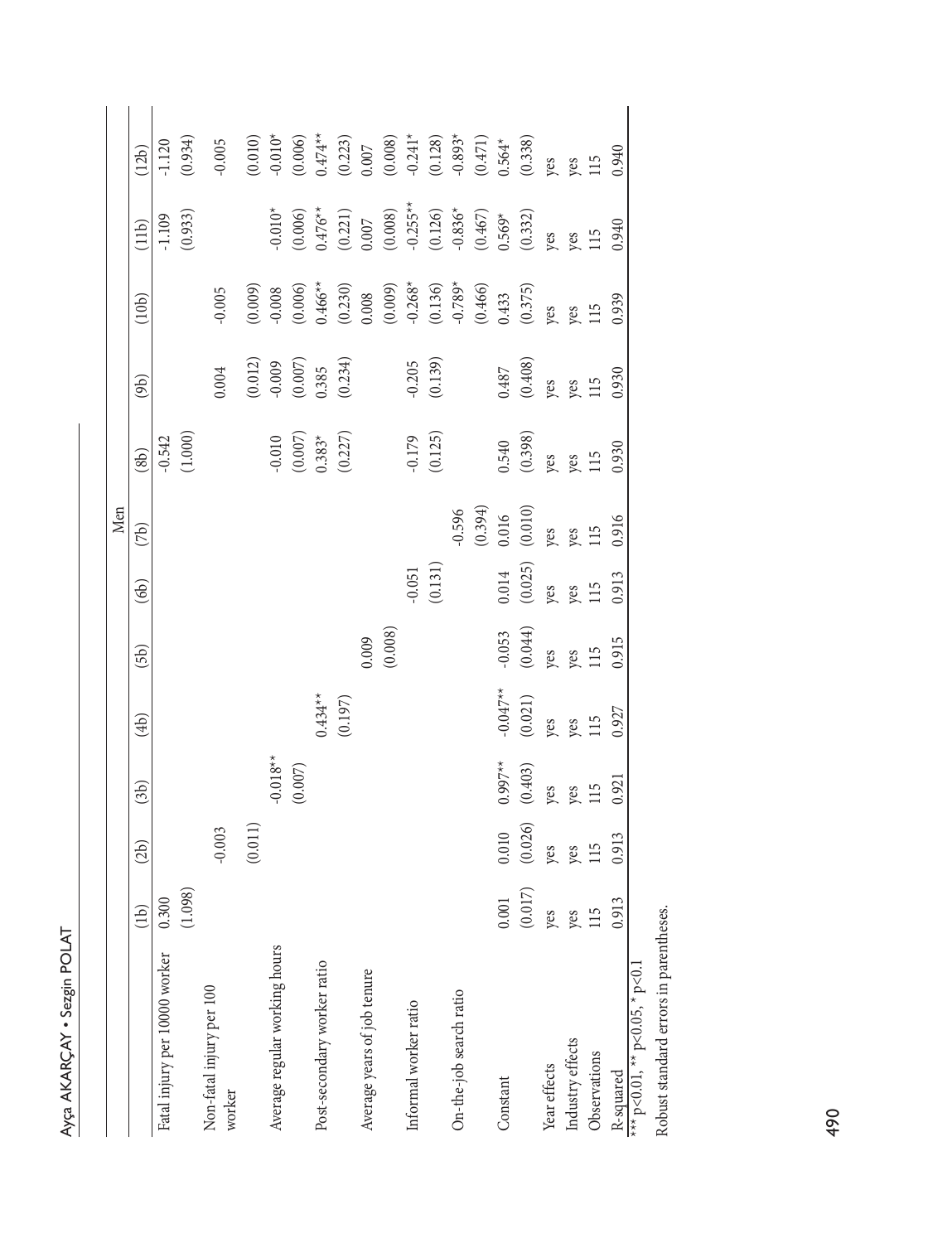| | Men | | | | | | | | | | | |
|---|---|---|---|---|---|---|---|---|---|---|---|---|
| | (1b) | (2b) | (3b) | (4b) | (5b) | (6b) | (7b) | (8b) | (9b) | (10b) | (11b) | (12b) |
| Fatal injury per 10000 worker | 0.300 | | | | | | | -0.542 | | | -1.109 | -1.120 |
| | (1.098) | | | | | | | (1.000) | | | (0.933) | (0.934) |
| Non-fatal injury per 100 worker | | -0.003 | | | | | | | 0.004 | -0.005 | | -0.005 |
| | | (0.011) | | | | | | | (0.012) | (0.009) | | (0.010) |
| Average regular working hours | | | -0.018** | | | | | -0.010 | -0.009 | -0.008 | -0.010* | -0.010* |
| | | | (0.007) | | | | | (0.007) | (0.007) | (0.006) | (0.006) | (0.006) |
| Post-secondary worker ratio | | | | 0.434** | | | | 0.383* | 0.385 | 0.466** | 0.476** | 0.474** |
| | | | | (0.197) | | | | (0.227) | (0.234) | (0.230) | (0.221) | (0.223) |
| Average years of job tenure | | | | | 0.009 | | | | | 0.008 | 0.007 | 0.007 |
| | | | | | (0.008) | | | | | (0.009) | (0.008) | (0.008) |
| Informal worker ratio | | | | | | -0.051 | | -0.179 | -0.205 | -0.268* | -0.255** | -0.241* |
| | | | | | | (0.131) | | (0.125) | (0.139) | (0.136) | (0.126) | (0.128) |
| On-the-job search ratio | | | | | | | -0.596 | | | -0.789* | -0.836* | -0.893* |
| | | | | | | | (0.394) | | | (0.466) | (0.467) | (0.471) |
| Constant | 0.001 | 0.010 | 0.997** | -0.047** | -0.053 | 0.014 | 0.016 | 0.540 | 0.487 | 0.433 | 0.569* | 0.564* |
| | (0.017) | (0.026) | (0.403) | (0.021) | (0.044) | (0.025) | (0.010) | (0.398) | (0.408) | (0.375) | (0.332) | (0.338) |
| Year effects | yes | yes | yes | yes | yes | yes | yes | yes | yes | yes | yes | yes |
| Industry effects | yes | yes | yes | yes | yes | yes | yes | yes | yes | yes | yes | yes |
| Observations | 115 | 115 | 115 | 115 | 115 | 115 | 115 | 115 | 115 | 115 | 115 | 115 |
| R-squared | 0.913 | 0.913 | 0.921 | 0.927 | 0.915 | 0.913 | 0.916 | 0.930 | 0.930 | 0.939 | 0.940 | 0.940 |

*** p<0.01, ** p<0.05, * p<0.1

Robust standard errors in parentheses.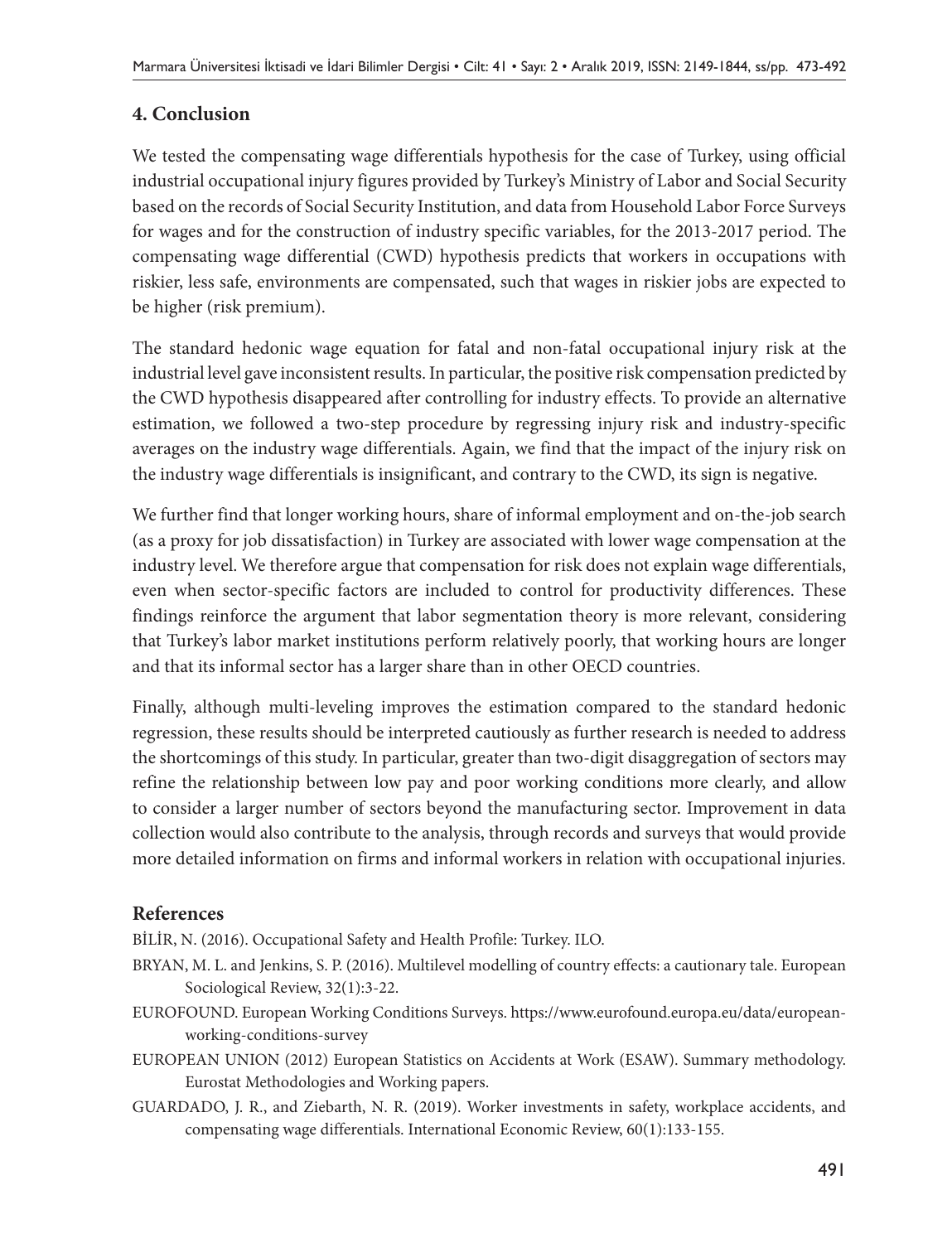## 4. Conclusion

We tested the compensating wage differentials hypothesis for the case of Turkey, using official industrial occupational injury figures provided by Turkey's Ministry of Labor and Social Security based on the records of Social Security Institution, and data from Household Labor Force Surveys for wages and for the construction of industry specific variables, for the 2013-2017 period. The compensating wage differential (CWD) hypothesis predicts that workers in occupations with riskier, less safe, environments are compensated, such that wages in riskier jobs are expected to be higher (risk premium).

The standard hedonic wage equation for fatal and non-fatal occupational injury risk at the industrial level gave inconsistent results. In particular, the positive risk compensation predicted by the CWD hypothesis disappeared after controlling for industry effects. To provide an alternative estimation, we followed a two-step procedure by regressing injury risk and industry-specific averages on the industry wage differentials. Again, we find that the impact of the injury risk on the industry wage differentials is insignificant, and contrary to the CWD, its sign is negative.

We further find that longer working hours, share of informal employment and on-the-job search (as a proxy for job dissatisfaction) in Turkey are associated with lower wage compensation at the industry level. We therefore argue that compensation for risk does not explain wage differentials, even when sector-specific factors are included to control for productivity differences. These findings reinforce the argument that labor segmentation theory is more relevant, considering that Turkey's labor market institutions perform relatively poorly, that working hours are longer and that its informal sector has a larger share than in other OECD countries.

Finally, although multi-leveling improves the estimation compared to the standard hedonic regression, these results should be interpreted cautiously as further research is needed to address the shortcomings of this study. In particular, greater than two-digit disaggregation of sectors may refine the relationship between low pay and poor working conditions more clearly, and allow to consider a larger number of sectors beyond the manufacturing sector. Improvement in data collection would also contribute to the analysis, through records and surveys that would provide more detailed information on firms and informal workers in relation with occupational injuries.

## References

BİLİR, N. (2016). Occupational Safety and Health Profile: Turkey. ILO.

BRYAN, M. L. and Jenkins, S. P. (2016). Multilevel modelling of country effects: a cautionary tale. European Sociological Review, 32(1):3-22.

EUROFOUND. European Working Conditions Surveys. https://www.eurofound.europa.eu/data/european-working-conditions-survey

EUROPEAN UNION (2012) European Statistics on Accidents at Work (ESAW). Summary methodology. Eurostat Methodologies and Working papers.

GUARDADO, J. R., and Ziebarth, N. R. (2019). Worker investments in safety, workplace accidents, and compensating wage differentials. International Economic Review, 60(1):133-155.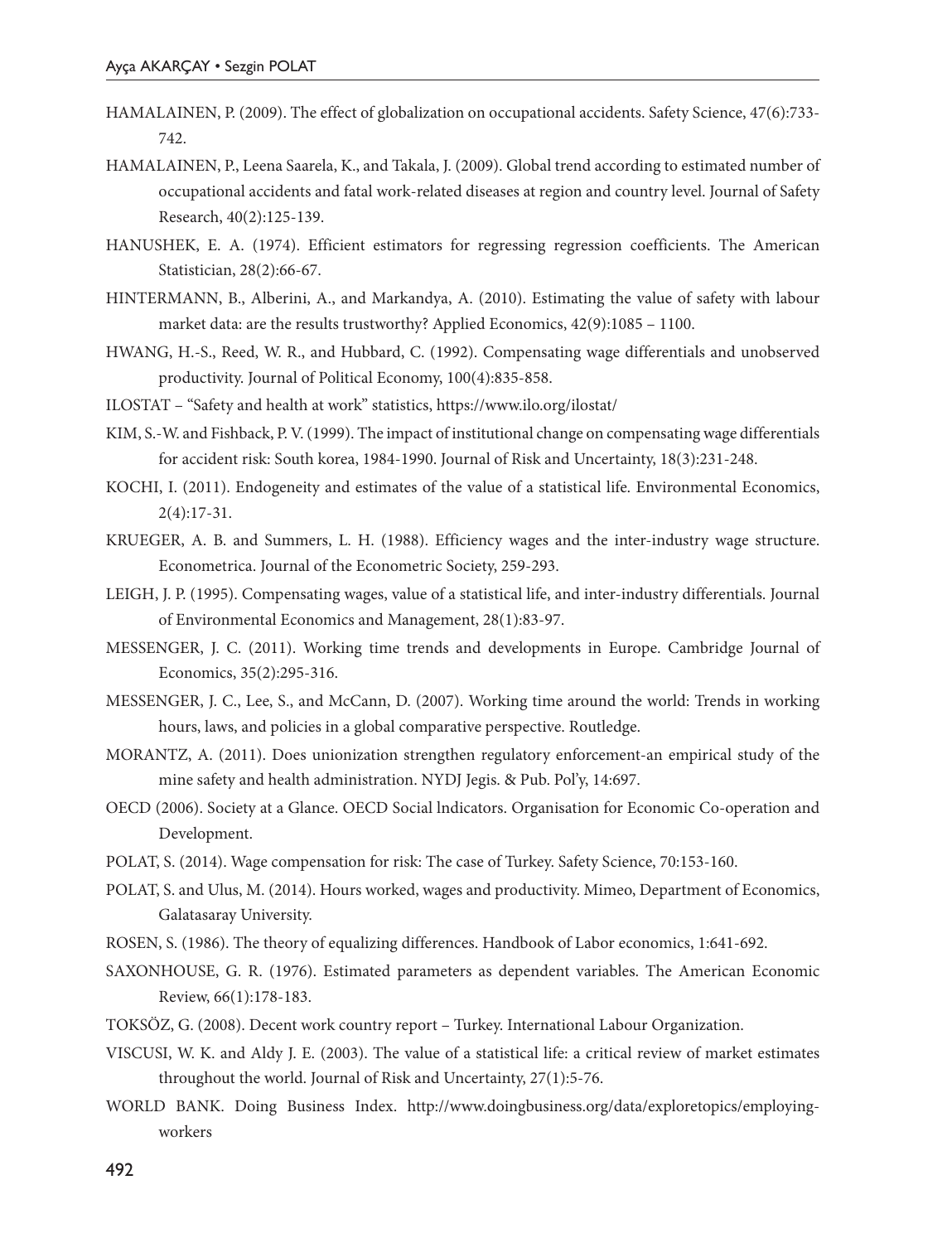HAMALAINEN, P. (2009). The effect of globalization on occupational accidents. Safety Science, 47(6):733-742.

HAMALAINEN, P., Leena Saarela, K., and Takala, J. (2009). Global trend according to estimated number of occupational accidents and fatal work-related diseases at region and country level. Journal of Safety Research, 40(2):125-139.

HANUSHEK, E. A. (1974). Efficient estimators for regressing regression coefficients. The American Statistician, 28(2):66-67.

HINTERMANN, B., Alberini, A., and Markandya, A. (2010). Estimating the value of safety with labour market data: are the results trustworthy? Applied Economics, 42(9):1085 – 1100.

HWANG, H.-S., Reed, W. R., and Hubbard, C. (1992). Compensating wage differentials and unobserved productivity. Journal of Political Economy, 100(4):835-858.

ILOSTAT – "Safety and health at work" statistics, https://www.ilo.org/ilostat/

KIM, S.-W. and Fishback, P. V. (1999). The impact of institutional change on compensating wage differentials for accident risk: South korea, 1984-1990. Journal of Risk and Uncertainty, 18(3):231-248.

KOCHI, I. (2011). Endogeneity and estimates of the value of a statistical life. Environmental Economics, 2(4):17-31.

KRUEGER, A. B. and Summers, L. H. (1988). Efficiency wages and the inter-industry wage structure. Econometrica. Journal of the Econometric Society, 259-293.

LEIGH, J. P. (1995). Compensating wages, value of a statistical life, and inter-industry differentials. Journal of Environmental Economics and Management, 28(1):83-97.

MESSENGER, J. C. (2011). Working time trends and developments in Europe. Cambridge Journal of Economics, 35(2):295-316.

MESSENGER, J. C., Lee, S., and McCann, D. (2007). Working time around the world: Trends in working hours, laws, and policies in a global comparative perspective. Routledge.

MORANTZ, A. (2011). Does unionization strengthen regulatory enforcement-an empirical study of the mine safety and health administration. NYDJ Jegis. & Pub. Pol'y, 14:697.

OECD (2006). Society at a Glance. OECD Social lndicators. Organisation for Economic Co-operation and Development.

POLAT, S. (2014). Wage compensation for risk: The case of Turkey. Safety Science, 70:153-160.

POLAT, S. and Ulus, M. (2014). Hours worked, wages and productivity. Mimeo, Department of Economics, Galatasaray University.

ROSEN, S. (1986). The theory of equalizing differences. Handbook of Labor economics, 1:641-692.

SAXONHOUSE, G. R. (1976). Estimated parameters as dependent variables. The American Economic Review, 66(1):178-183.

TOKSÖZ, G. (2008). Decent work country report – Turkey. International Labour Organization.

VISCUSI, W. K. and Aldy J. E. (2003). The value of a statistical life: a critical review of market estimates throughout the world. Journal of Risk and Uncertainty, 27(1):5-76.

WORLD BANK. Doing Business Index. http://www.doingbusiness.org/data/exploretopics/employing-workers